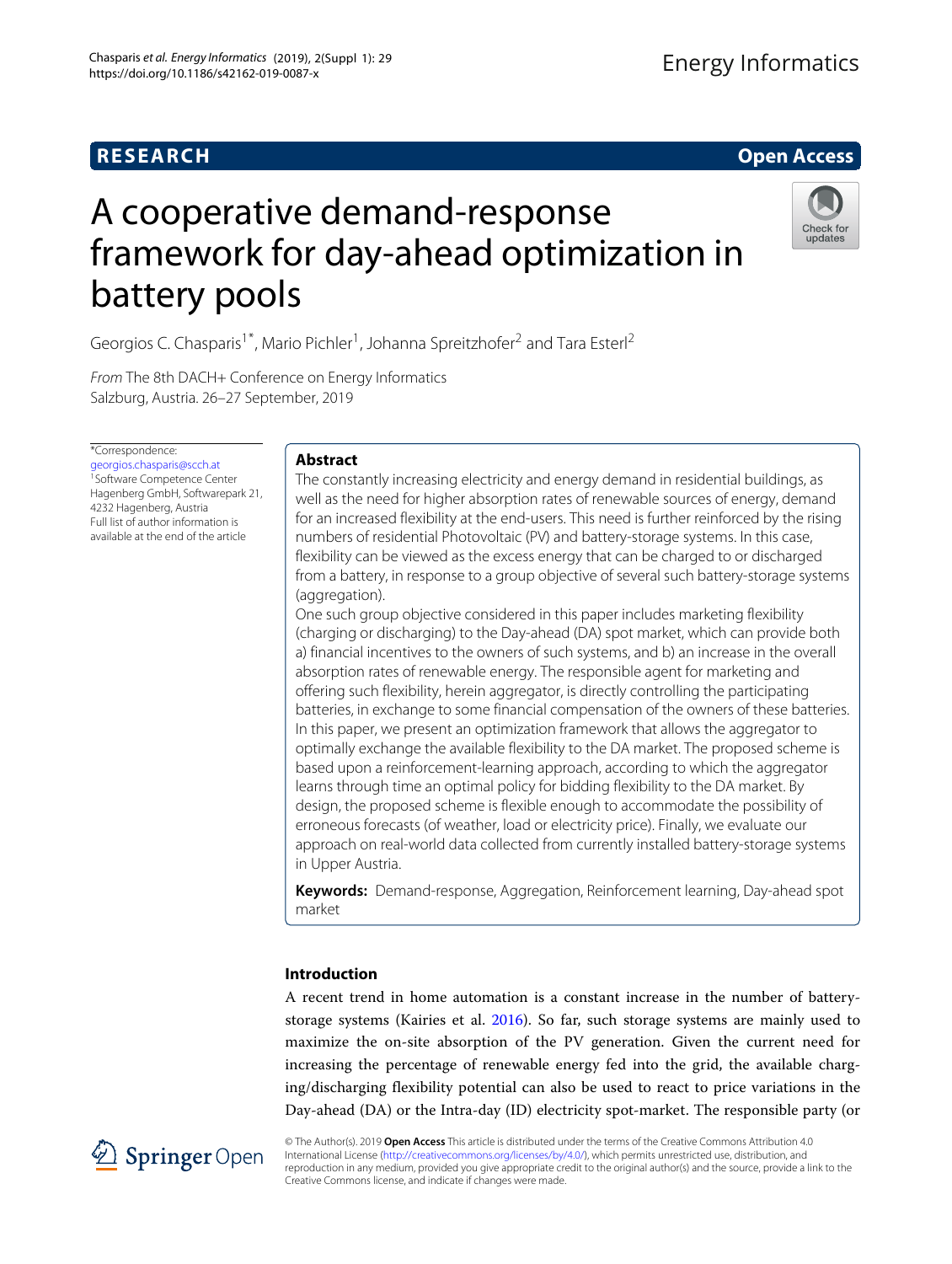**RESEARCH** **Open Access**

# A cooperative demand-response framework for day-ahead optimization in battery pools

Georgios C. Chasparis[1*], Mario Pichler[1], Johanna Spreitzhofer[2] and Tara Esterl[2]

*From* The 8th DACH+ Conference on Energy Informatics
Salzburg, Austria. 26–27 September, 2019

*Correspondence: georgios.chasparis@scch.at
[1]Software Competence Center Hagenberg GmbH, Softwarepark 21, 4232 Hagenberg, Austria
Full list of author information is available at the end of the article

## Abstract

The constantly increasing electricity and energy demand in residential buildings, as well as the need for higher absorption rates of renewable sources of energy, demand for an increased flexibility at the end-users. This need is further reinforced by the rising numbers of residential Photovoltaic (PV) and battery-storage systems. In this case, flexibility can be viewed as the excess energy that can be charged to or discharged from a battery, in response to a group objective of several such battery-storage systems (aggregation).

One such group objective considered in this paper includes marketing flexibility (charging or discharging) to the Day-ahead (DA) spot market, which can provide both a) financial incentives to the owners of such systems, and b) an increase in the overall absorption rates of renewable energy. The responsible agent for marketing and offering such flexibility, herein aggregator, is directly controlling the participating batteries, in exchange to some financial compensation of the owners of these batteries. In this paper, we present an optimization framework that allows the aggregator to optimally exchange the available flexibility to the DA market. The proposed scheme is based upon a reinforcement-learning approach, according to which the aggregator learns through time an optimal policy for bidding flexibility to the DA market. By design, the proposed scheme is flexible enough to accommodate the possibility of erroneous forecasts (of weather, load or electricity price). Finally, we evaluate our approach on real-world data collected from currently installed battery-storage systems in Upper Austria.

**Keywords:** Demand-response, Aggregation, Reinforcement learning, Day-ahead spot market

## Introduction

A recent trend in home automation is a constant increase in the number of battery-storage systems (Kairies et al. 2016). So far, such storage systems are mainly used to maximize the on-site absorption of the PV generation. Given the current need for increasing the percentage of renewable energy fed into the grid, the available charging/discharging flexibility potential can also be used to react to price variations in the Day-ahead (DA) or the Intra-day (ID) electricity spot-market. The responsible party (or

© The Author(s). 2019 **Open Access** This article is distributed under the terms of the Creative Commons Attribution 4.0 International License (http://creativecommons.org/licenses/by/4.0/), which permits unrestricted use, distribution, and reproduction in any medium, provided you give appropriate credit to the original author(s) and the source, provide a link to the Creative Commons license, and indicate if changes were made.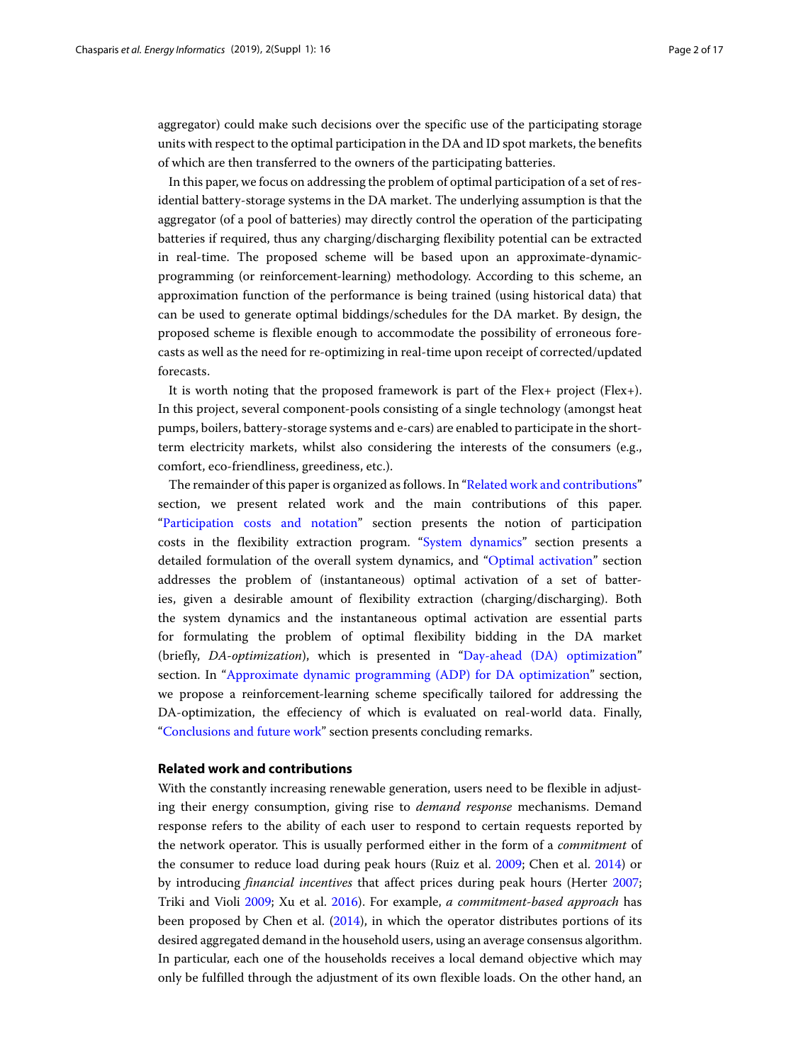aggregator) could make such decisions over the specific use of the participating storage units with respect to the optimal participation in the DA and ID spot markets, the benefits of which are then transferred to the owners of the participating batteries.

In this paper, we focus on addressing the problem of optimal participation of a set of residential battery-storage systems in the DA market. The underlying assumption is that the aggregator (of a pool of batteries) may directly control the operation of the participating batteries if required, thus any charging/discharging flexibility potential can be extracted in real-time. The proposed scheme will be based upon an approximate-dynamic-programming (or reinforcement-learning) methodology. According to this scheme, an approximation function of the performance is being trained (using historical data) that can be used to generate optimal biddings/schedules for the DA market. By design, the proposed scheme is flexible enough to accommodate the possibility of erroneous forecasts as well as the need for re-optimizing in real-time upon receipt of corrected/updated forecasts.

It is worth noting that the proposed framework is part of the Flex+ project (Flex+). In this project, several component-pools consisting of a single technology (amongst heat pumps, boilers, battery-storage systems and e-cars) are enabled to participate in the short-term electricity markets, whilst also considering the interests of the consumers (e.g., comfort, eco-friendliness, greediness, etc.).

The remainder of this paper is organized as follows. In "Related work and contributions" section, we present related work and the main contributions of this paper. "Participation costs and notation" section presents the notion of participation costs in the flexibility extraction program. "System dynamics" section presents a detailed formulation of the overall system dynamics, and "Optimal activation" section addresses the problem of (instantaneous) optimal activation of a set of batteries, given a desirable amount of flexibility extraction (charging/discharging). Both the system dynamics and the instantaneous optimal activation are essential parts for formulating the problem of optimal flexibility bidding in the DA market (briefly, *DA-optimization*), which is presented in "Day-ahead (DA) optimization" section. In "Approximate dynamic programming (ADP) for DA optimization" section, we propose a reinforcement-learning scheme specifically tailored for addressing the DA-optimization, the effeciency of which is evaluated on real-world data. Finally, "Conclusions and future work" section presents concluding remarks.

## Related work and contributions

With the constantly increasing renewable generation, users need to be flexible in adjusting their energy consumption, giving rise to *demand response* mechanisms. Demand response refers to the ability of each user to respond to certain requests reported by the network operator. This is usually performed either in the form of a *commitment* of the consumer to reduce load during peak hours (Ruiz et al. 2009; Chen et al. 2014) or by introducing *financial incentives* that affect prices during peak hours (Herter 2007; Triki and Violi 2009; Xu et al. 2016). For example, *a commitment-based approach* has been proposed by Chen et al. (2014), in which the operator distributes portions of its desired aggregated demand in the household users, using an average consensus algorithm. In particular, each one of the households receives a local demand objective which may only be fulfilled through the adjustment of its own flexible loads. On the other hand, an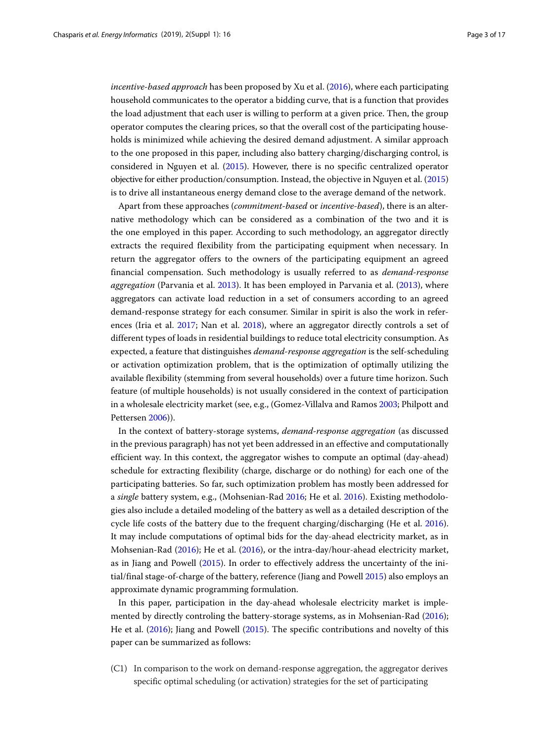*incentive-based approach* has been proposed by Xu et al. (2016), where each participating household communicates to the operator a bidding curve, that is a function that provides the load adjustment that each user is willing to perform at a given price. Then, the group operator computes the clearing prices, so that the overall cost of the participating households is minimized while achieving the desired demand adjustment. A similar approach to the one proposed in this paper, including also battery charging/discharging control, is considered in Nguyen et al. (2015). However, there is no specific centralized operator objective for either production/consumption. Instead, the objective in Nguyen et al. (2015) is to drive all instantaneous energy demand close to the average demand of the network.

Apart from these approaches (*commitment-based* or *incentive-based*), there is an alternative methodology which can be considered as a combination of the two and it is the one employed in this paper. According to such methodology, an aggregator directly extracts the required flexibility from the participating equipment when necessary. In return the aggregator offers to the owners of the participating equipment an agreed financial compensation. Such methodology is usually referred to as *demand-response aggregation* (Parvania et al. 2013). It has been employed in Parvania et al. (2013), where aggregators can activate load reduction in a set of consumers according to an agreed demand-response strategy for each consumer. Similar in spirit is also the work in references (Iria et al. 2017; Nan et al. 2018), where an aggregator directly controls a set of different types of loads in residential buildings to reduce total electricity consumption. As expected, a feature that distinguishes *demand-response aggregation* is the self-scheduling or activation optimization problem, that is the optimization of optimally utilizing the available flexibility (stemming from several households) over a future time horizon. Such feature (of multiple households) is not usually considered in the context of participation in a wholesale electricity market (see, e.g., (Gomez-Villalva and Ramos 2003; Philpott and Pettersen 2006)).

In the context of battery-storage systems, *demand-response aggregation* (as discussed in the previous paragraph) has not yet been addressed in an effective and computationally efficient way. In this context, the aggregator wishes to compute an optimal (day-ahead) schedule for extracting flexibility (charge, discharge or do nothing) for each one of the participating batteries. So far, such optimization problem has mostly been addressed for a *single* battery system, e.g., (Mohsenian-Rad 2016; He et al. 2016). Existing methodologies also include a detailed modeling of the battery as well as a detailed description of the cycle life costs of the battery due to the frequent charging/discharging (He et al. 2016). It may include computations of optimal bids for the day-ahead electricity market, as in Mohsenian-Rad (2016); He et al. (2016), or the intra-day/hour-ahead electricity market, as in Jiang and Powell (2015). In order to effectively address the uncertainty of the initial/final stage-of-charge of the battery, reference (Jiang and Powell 2015) also employs an approximate dynamic programming formulation.

In this paper, participation in the day-ahead wholesale electricity market is implemented by directly controling the battery-storage systems, as in Mohsenian-Rad (2016); He et al. (2016); Jiang and Powell (2015). The specific contributions and novelty of this paper can be summarized as follows:

(C1) In comparison to the work on demand-response aggregation, the aggregator derives specific optimal scheduling (or activation) strategies for the set of participating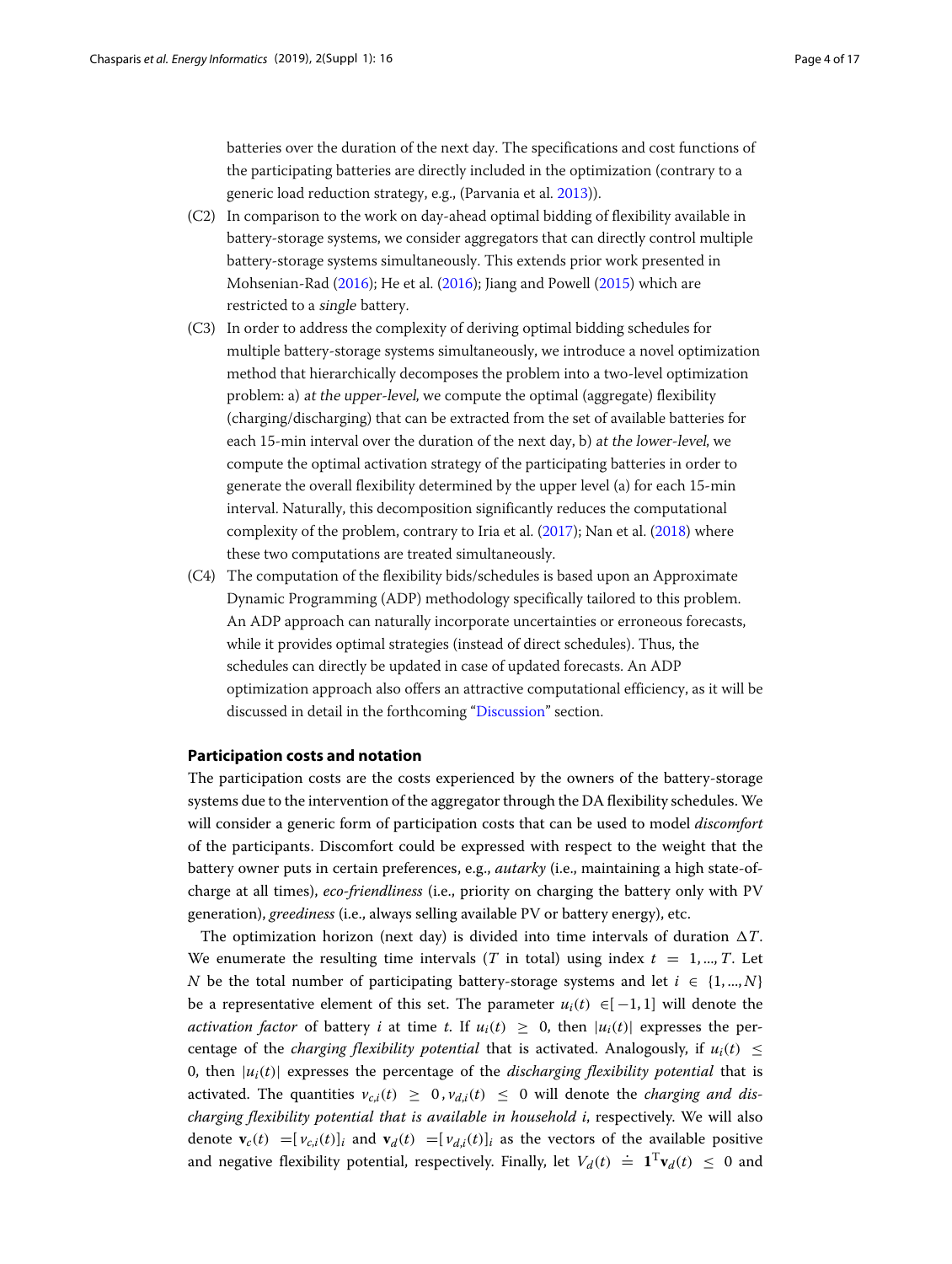batteries over the duration of the next day. The specifications and cost functions of the participating batteries are directly included in the optimization (contrary to a generic load reduction strategy, e.g., (Parvania et al. 2013)).

(C2) In comparison to the work on day-ahead optimal bidding of flexibility available in battery-storage systems, we consider aggregators that can directly control multiple battery-storage systems simultaneously. This extends prior work presented in Mohsenian-Rad (2016); He et al. (2016); Jiang and Powell (2015) which are restricted to a *single* battery.

(C3) In order to address the complexity of deriving optimal bidding schedules for multiple battery-storage systems simultaneously, we introduce a novel optimization method that hierarchically decomposes the problem into a two-level optimization problem: a) *at the upper-level*, we compute the optimal (aggregate) flexibility (charging/discharging) that can be extracted from the set of available batteries for each 15-min interval over the duration of the next day, b) *at the lower-level*, we compute the optimal activation strategy of the participating batteries in order to generate the overall flexibility determined by the upper level (a) for each 15-min interval. Naturally, this decomposition significantly reduces the computational complexity of the problem, contrary to Iria et al. (2017); Nan et al. (2018) where these two computations are treated simultaneously.

(C4) The computation of the flexibility bids/schedules is based upon an Approximate Dynamic Programming (ADP) methodology specifically tailored to this problem. An ADP approach can naturally incorporate uncertainties or erroneous forecasts, while it provides optimal strategies (instead of direct schedules). Thus, the schedules can directly be updated in case of updated forecasts. An ADP optimization approach also offers an attractive computational efficiency, as it will be discussed in detail in the forthcoming "Discussion" section.

### Participation costs and notation

The participation costs are the costs experienced by the owners of the battery-storage systems due to the intervention of the aggregator through the DA flexibility schedules. We will consider a generic form of participation costs that can be used to model *discomfort* of the participants. Discomfort could be expressed with respect to the weight that the battery owner puts in certain preferences, e.g., *autarky* (i.e., maintaining a high state-of-charge at all times), *eco-friendliness* (i.e., priority on charging the battery only with PV generation), *greediness* (i.e., always selling available PV or battery energy), etc.

The optimization horizon (next day) is divided into time intervals of duration $\Delta T$. We enumerate the resulting time intervals ($T$ in total) using index $t = 1, ..., T$. Let $N$ be the total number of participating battery-storage systems and let $i \in \{1, ..., N\}$ be a representative element of this set. The parameter $u_i(t) \in [-1, 1]$ will denote the *activation factor* of battery $i$ at time $t$. If $u_i(t) \geq 0$, then $|u_i(t)|$ expresses the percentage of the *charging flexibility potential* that is activated. Analogously, if $u_i(t) \leq 0$, then $|u_i(t)|$ expresses the percentage of the *discharging flexibility potential* that is activated. The quantities $v_{c,i}(t) \geq 0, v_{d,i}(t) \leq 0$ will denote the *charging and discharging flexibility potential that is available in household i*, respectively. We will also denote $\mathbf{v}_c(t) = [v_{c,i}(t)]_i$ and $\mathbf{v}_d(t) = [v_{d,i}(t)]_i$ as the vectors of the available positive and negative flexibility potential, respectively. Finally, let $V_d(t) \doteq \mathbf{1}^{\mathrm{T}}\mathbf{v}_d(t) \leq 0$ and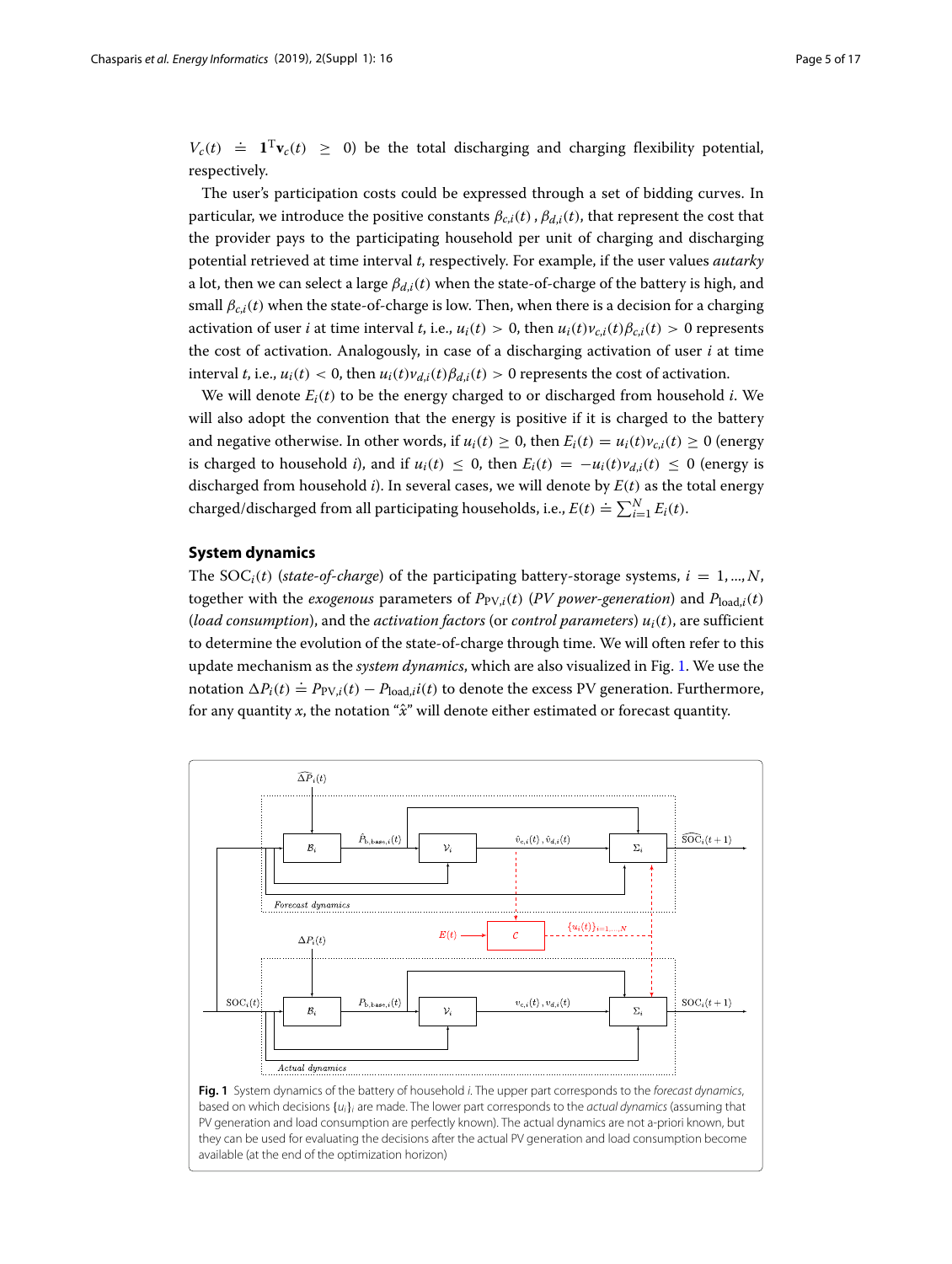$V_c(t) \doteq \mathbf{1}^{\mathrm{T}}\mathbf{v}_c(t) \geq 0$) be the total discharging and charging flexibility potential, respectively.

The user's participation costs could be expressed through a set of bidding curves. In particular, we introduce the positive constants $\beta_{c,i}(t)$ , $\beta_{d,i}(t)$, that represent the cost that the provider pays to the participating household per unit of charging and discharging potential retrieved at time interval $t$, respectively. For example, if the user values *autarky* a lot, then we can select a large $\beta_{d,i}(t)$ when the state-of-charge of the battery is high, and small $\beta_{c,i}(t)$ when the state-of-charge is low. Then, when there is a decision for a charging activation of user $i$ at time interval $t$, i.e., $u_i(t) > 0$, then $u_i(t)v_{c,i}(t)\beta_{c,i}(t) > 0$ represents the cost of activation. Analogously, in case of a discharging activation of user $i$ at time interval $t$, i.e., $u_i(t) < 0$, then $u_i(t)v_{d,i}(t)\beta_{d,i}(t) > 0$ represents the cost of activation.

We will denote $E_i(t)$ to be the energy charged to or discharged from household $i$. We will also adopt the convention that the energy is positive if it is charged to the battery and negative otherwise. In other words, if $u_i(t) \geq 0$, then $E_i(t) = u_i(t)v_{c,i}(t) \geq 0$ (energy is charged to household $i$), and if $u_i(t) \leq 0$, then $E_i(t) = -u_i(t)v_{d,i}(t) \leq 0$ (energy is discharged from household $i$). In several cases, we will denote by $E(t)$ as the total energy charged/discharged from all participating households, i.e., $E(t) \doteq \sum_{i=1}^{N} E_i(t)$.

## System dynamics

The $\mathrm{SOC}_i(t)$ (*state-of-charge*) of the participating battery-storage systems, $i = 1, ..., N$, together with the *exogenous* parameters of $P_{\mathrm{PV},i}(t)$ (*PV power-generation*) and $P_{\mathrm{load},i}(t)$ (*load consumption*), and the *activation factors* (or *control parameters*) $u_i(t)$, are sufficient to determine the evolution of the state-of-charge through time. We will often refer to this update mechanism as the *system dynamics*, which are also visualized in Fig. 1. We use the notation $\Delta P_i(t) \doteq P_{\mathrm{PV},i}(t) - P_{\mathrm{load},i}i(t)$ to denote the excess PV generation. Furthermore, for any quantity $x$, the notation "$\hat{x}$" will denote either estimated or forecast quantity.

**Fig. 1** System dynamics of the battery of household $i$. The upper part corresponds to the *forecast dynamics*, based on which decisions $\{u_i\}_i$ are made. The lower part corresponds to the *actual dynamics* (assuming that PV generation and load consumption are perfectly known). The actual dynamics are not a-priori known, but they can be used for evaluating the decisions after the actual PV generation and load consumption become available (at the end of the optimization horizon)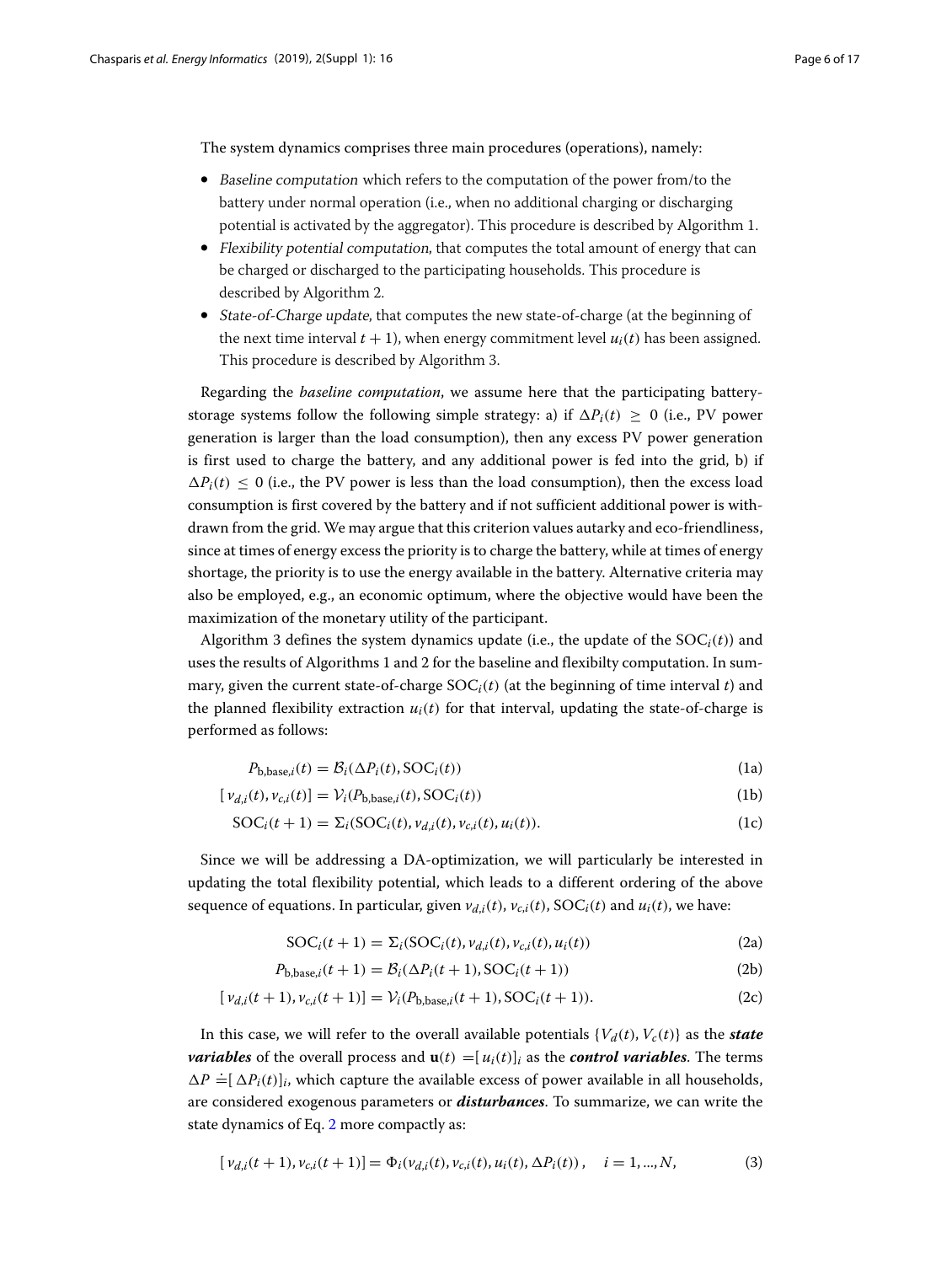The system dynamics comprises three main procedures (operations), namely:

- *Baseline computation* which refers to the computation of the power from/to the battery under normal operation (i.e., when no additional charging or discharging potential is activated by the aggregator). This procedure is described by Algorithm 1.
- *Flexibility potential computation*, that computes the total amount of energy that can be charged or discharged to the participating households. This procedure is described by Algorithm 2.
- *State-of-Charge update*, that computes the new state-of-charge (at the beginning of the next time interval $t+1$), when energy commitment level $u_i(t)$ has been assigned. This procedure is described by Algorithm 3.

Regarding the *baseline computation*, we assume here that the participating battery-storage systems follow the following simple strategy: a) if $\Delta P_i(t) \geq 0$ (i.e., PV power generation is larger than the load consumption), then any excess PV power generation is first used to charge the battery, and any additional power is fed into the grid, b) if $\Delta P_i(t) \leq 0$ (i.e., the PV power is less than the load consumption), then the excess load consumption is first covered by the battery and if not sufficient additional power is withdrawn from the grid. We may argue that this criterion values autarky and eco-friendliness, since at times of energy excess the priority is to charge the battery, while at times of energy shortage, the priority is to use the energy available in the battery. Alternative criteria may also be employed, e.g., an economic optimum, where the objective would have been the maximization of the monetary utility of the participant.

Algorithm 3 defines the system dynamics update (i.e., the update of the $\mathrm{SOC}_i(t)$) and uses the results of Algorithms 1 and 2 for the baseline and flexibilty computation. In summary, given the current state-of-charge $\mathrm{SOC}_i(t)$ (at the beginning of time interval $t$) and the planned flexibility extraction $u_i(t)$ for that interval, updating the state-of-charge is performed as follows:

$$P_{\mathrm{b,base},i}(t) = \mathcal{B}_i(\Delta P_i(t), \mathrm{SOC}_i(t)) \tag{1a}$$

$$[\, v_{d,i}(t), v_{c,i}(t)] = \mathcal{V}_i(P_{\mathrm{b,base},i}(t), \mathrm{SOC}_i(t)) \tag{1b}$$

$$\mathrm{SOC}_i(t+1) = \Sigma_i(\mathrm{SOC}_i(t), v_{d,i}(t), v_{c,i}(t), u_i(t)). \tag{1c}$$

Since we will be addressing a DA-optimization, we will particularly be interested in updating the total flexibility potential, which leads to a different ordering of the above sequence of equations. In particular, given $v_{d,i}(t)$, $v_{c,i}(t)$, $\mathrm{SOC}_i(t)$ and $u_i(t)$, we have:

$$\mathrm{SOC}_i(t+1) = \Sigma_i(\mathrm{SOC}_i(t), v_{d,i}(t), v_{c,i}(t), u_i(t)) \tag{2a}$$

$$P_{\mathrm{b,base},i}(t+1) = \mathcal{B}_i(\Delta P_i(t+1), \mathrm{SOC}_i(t+1)) \tag{2b}$$

$$[\, v_{d,i}(t+1), v_{c,i}(t+1)] = \mathcal{V}_i(P_{\mathrm{b,base},i}(t+1), \mathrm{SOC}_i(t+1)). \tag{2c}$$

In this case, we will refer to the overall available potentials $\{V_d(t), V_c(t)\}$ as the ***state variables*** of the overall process and $\mathbf{u}(t) = [\, u_i(t)]_i$ as the ***control variables***. The terms $\Delta P \doteq [\, \Delta P_i(t)]_i$, which capture the available excess of power available in all households, are considered exogenous parameters or ***disturbances***. To summarize, we can write the state dynamics of Eq. 2 more compactly as:

$$[\, v_{d,i}(t+1), v_{c,i}(t+1)] = \Phi_i(v_{d,i}(t), v_{c,i}(t), u_i(t), \Delta P_i(t)), \quad i = 1, ..., N, \tag{3}$$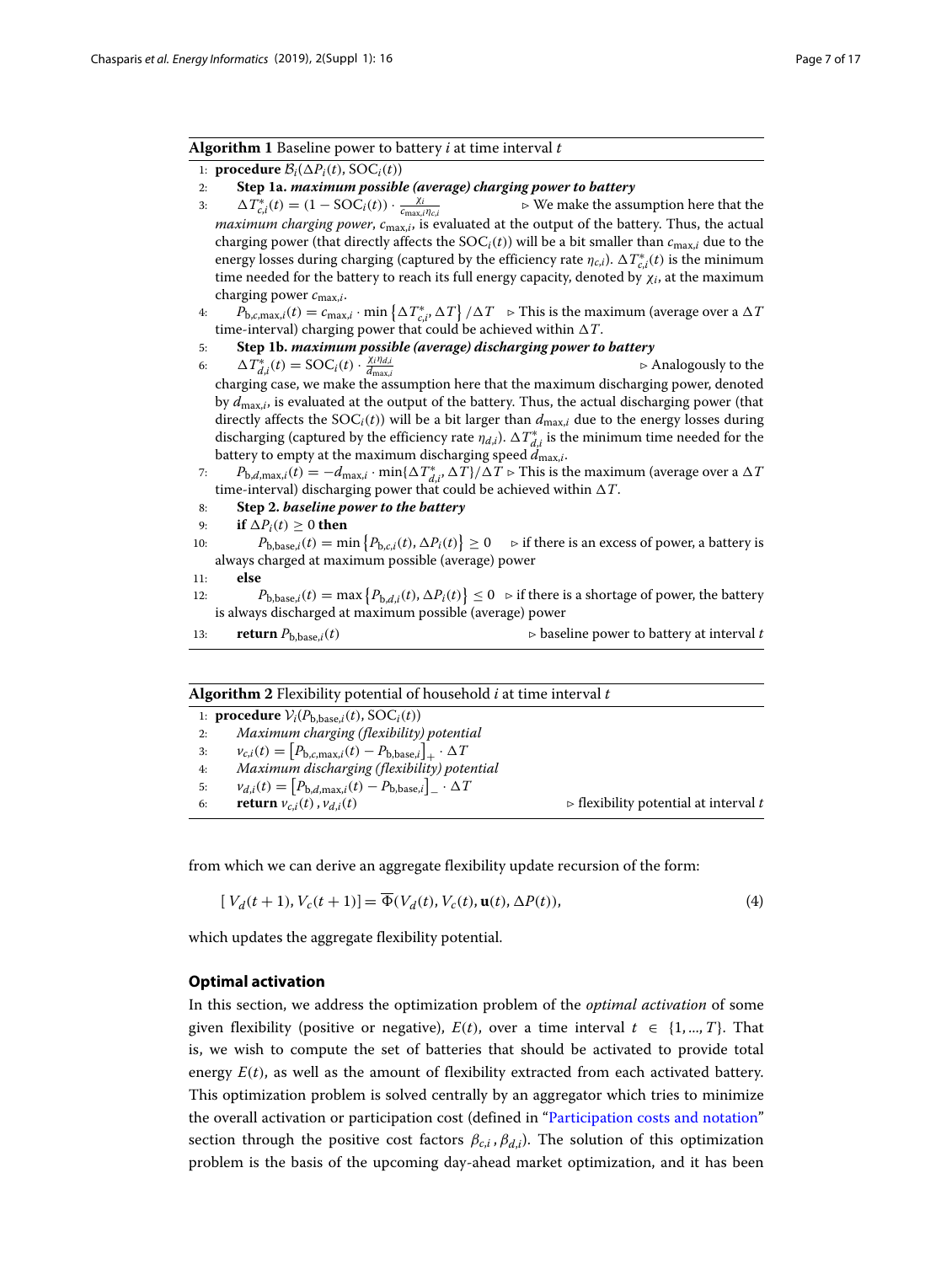**Algorithm 1** Baseline power to battery $i$ at time interval $t$

```
1:  procedure B_i(ΔP_i(t), SOC_i(t))
2:      Step 1a. maximum possible (average) charging power to battery
3:      ΔT*_{c,i}(t) = (1 − SOC_i(t)) · χ_i / (c_{max,i} η_{c,i})    ▷ We make the assumption here that the
        maximum charging power, c_{max,i}, is evaluated at the output of the battery. Thus, the actual
        charging power (that directly affects the SOC_i(t)) will be a bit smaller than c_{max,i} due to the
        energy losses during charging (captured by the efficiency rate η_{c,i}). ΔT*_{c,i}(t) is the minimum
        time needed for the battery to reach its full energy capacity, denoted by χ_i, at the maximum
        charging power c_{max,i}.
4:      P_{b,c,max,i}(t) = c_{max,i} · min{ΔT*_{c,i}, ΔT} / ΔT    ▷ This is the maximum (average over a ΔT
        time-interval) charging power that could be achieved within ΔT.
5:      Step 1b. maximum possible (average) discharging power to battery
6:      ΔT*_{d,i}(t) = SOC_i(t) · χ_i η_{d,i} / d_{max,i}    ▷ Analogously to the
        charging case, we make the assumption here that the maximum discharging power, denoted
        by d_{max,i}, is evaluated at the output of the battery. Thus, the actual discharging power (that
        directly affects the SOC_i(t)) will be a bit larger than d_{max,i} due to the energy losses during
        discharging (captured by the efficiency rate η_{d,i}). ΔT*_{d,i} is the minimum time needed for the
        battery to empty at the maximum discharging speed d_{max,i}.
7:      P_{b,d,max,i}(t) = −d_{max,i} · min{ΔT*_{d,i}, ΔT}/ΔT    ▷ This is the maximum (average over a ΔT
        time-interval) discharging power that could be achieved within ΔT.
8:      Step 2. baseline power to the battery
9:      if ΔP_i(t) ≥ 0 then
10:         P_{b,base,i}(t) = min{P_{b,c,i}(t), ΔP_i(t)} ≥ 0    ▷ if there is an excess of power, a battery is
            always charged at maximum possible (average) power
11:     else
12:         P_{b,base,i}(t) = max{P_{b,d,i}(t), ΔP_i(t)} ≤ 0    ▷ if there is a shortage of power, the battery
            is always discharged at maximum possible (average) power
13:     return P_{b,base,i}(t)    ▷ baseline power to battery at interval t
```

**Algorithm 2** Flexibility potential of household $i$ at time interval $t$

```
1:  procedure V_i(P_{b,base,i}(t), SOC_i(t))
2:      Maximum charging (flexibility) potential
3:      v_{c,i}(t) = [P_{b,c,max,i}(t) − P_{b,base,i}]_+ · ΔT
4:      Maximum discharging (flexibility) potential
5:      v_{d,i}(t) = [P_{b,d,max,i}(t) − P_{b,base,i}]_− · ΔT
6:      return v_{c,i}(t), v_{d,i}(t)    ▷ flexibility potential at interval t
```

from which we can derive an aggregate flexibility update recursion of the form:

$$[\, V_d(t+1), V_c(t+1)] = \overline{\Phi}(V_d(t), V_c(t), \mathbf{u}(t), \Delta P(t)), \tag{4}$$

which updates the aggregate flexibility potential.

## Optimal activation

In this section, we address the optimization problem of the *optimal activation* of some given flexibility (positive or negative), $E(t)$, over a time interval $t \in \{1, ..., T\}$. That is, we wish to compute the set of batteries that should be activated to provide total energy $E(t)$, as well as the amount of flexibility extracted from each activated battery. This optimization problem is solved centrally by an aggregator which tries to minimize the overall activation or participation cost (defined in "Participation costs and notation" section through the positive cost factors $\beta_{c,i}, \beta_{d,i}$). The solution of this optimization problem is the basis of the upcoming day-ahead market optimization, and it has been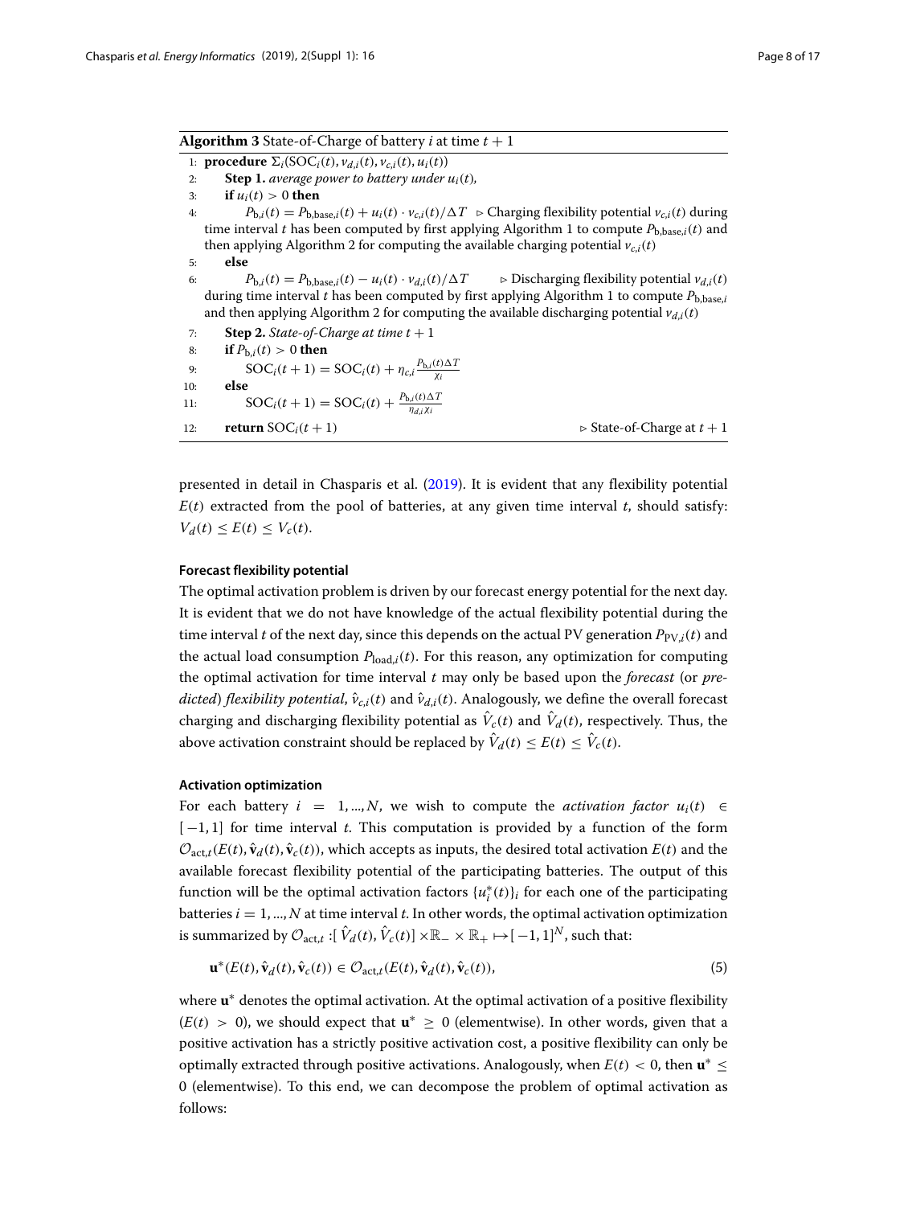**Algorithm 3** State-of-Charge of battery $i$ at time $t+1$

```
1: procedure Σ_i(SOC_i(t), v_{d,i}(t), v_{c,i}(t), u_i(t))
2:     Step 1. average power to battery under u_i(t),
3:     if u_i(t) > 0 then
4:         P_{b,i}(t) = P_{b,base,i}(t) + u_i(t) · v_{c,i}(t)/ΔT   ▷ Charging flexibility potential v_{c,i}(t) during
       time interval t has been computed by first applying Algorithm 1 to compute P_{b,base,i}(t) and
       then applying Algorithm 2 for computing the available charging potential v_{c,i}(t)
5:     else
6:         P_{b,i}(t) = P_{b,base,i}(t) − u_i(t) · v_{d,i}(t)/ΔT   ▷ Discharging flexibility potential v_{d,i}(t)
       during time interval t has been computed by first applying Algorithm 1 to compute P_{b,base,i}
       and then applying Algorithm 2 for computing the available discharging potential v_{d,i}(t)
7:     Step 2. State-of-Charge at time t + 1
8:     if P_{b,i}(t) > 0 then
9:         SOC_i(t + 1) = SOC_i(t) + η_{c,i} P_{b,i}(t)ΔT / χ_i
10:    else
11:        SOC_i(t + 1) = SOC_i(t) + P_{b,i}(t)ΔT / (η_{d,i} χ_i)
12:    return SOC_i(t + 1)                                   ▷ State-of-Charge at t + 1
```

presented in detail in Chasparis et al. (2019). It is evident that any flexibility potential $E(t)$ extracted from the pool of batteries, at any given time interval $t$, should satisfy: $V_d(t) \leq E(t) \leq V_c(t)$.

### Forecast flexibility potential

The optimal activation problem is driven by our forecast energy potential for the next day. It is evident that we do not have knowledge of the actual flexibility potential during the time interval $t$ of the next day, since this depends on the actual PV generation $P_{\mathrm{PV},i}(t)$ and the actual load consumption $P_{\mathrm{load},i}(t)$. For this reason, any optimization for computing the optimal activation for time interval $t$ may only be based upon the *forecast* (or *predicted*) *flexibility potential*, $\hat{v}_{c,i}(t)$ and $\hat{v}_{d,i}(t)$. Analogously, we define the overall forecast charging and discharging flexibility potential as $\hat{V}_c(t)$ and $\hat{V}_d(t)$, respectively. Thus, the above activation constraint should be replaced by $\hat{V}_d(t) \leq E(t) \leq \hat{V}_c(t)$.

### Activation optimization

For each battery $i = 1, ..., N$, we wish to compute the *activation factor* $u_i(t) \in [-1, 1]$ for time interval $t$. This computation is provided by a function of the form $\mathcal{O}_{\mathrm{act},t}(E(t), \hat{\mathbf{v}}_d(t), \hat{\mathbf{v}}_c(t))$, which accepts as inputs, the desired total activation $E(t)$ and the available forecast flexibility potential of the participating batteries. The output of this function will be the optimal activation factors $\{u_i^*(t)\}_i$ for each one of the participating batteries $i = 1, ..., N$ at time interval $t$. In other words, the optimal activation optimization is summarized by $\mathcal{O}_{\mathrm{act},t} : [\hat{V}_d(t), \hat{V}_c(t)] \times \mathbb{R}_- \times \mathbb{R}_+ \mapsto [-1, 1]^N$, such that:

$$\mathbf{u}^*(E(t), \hat{\mathbf{v}}_d(t), \hat{\mathbf{v}}_c(t)) \in \mathcal{O}_{\mathrm{act},t}(E(t), \hat{\mathbf{v}}_d(t), \hat{\mathbf{v}}_c(t)), \tag{5}$$

where $\mathbf{u}^*$ denotes the optimal activation. At the optimal activation of a positive flexibility ($E(t) > 0$), we should expect that $\mathbf{u}^* \geq 0$ (elementwise). In other words, given that a positive activation has a strictly positive activation cost, a positive flexibility can only be optimally extracted through positive activations. Analogously, when $E(t) < 0$, then $\mathbf{u}^* \leq 0$ (elementwise). To this end, we can decompose the problem of optimal activation as follows: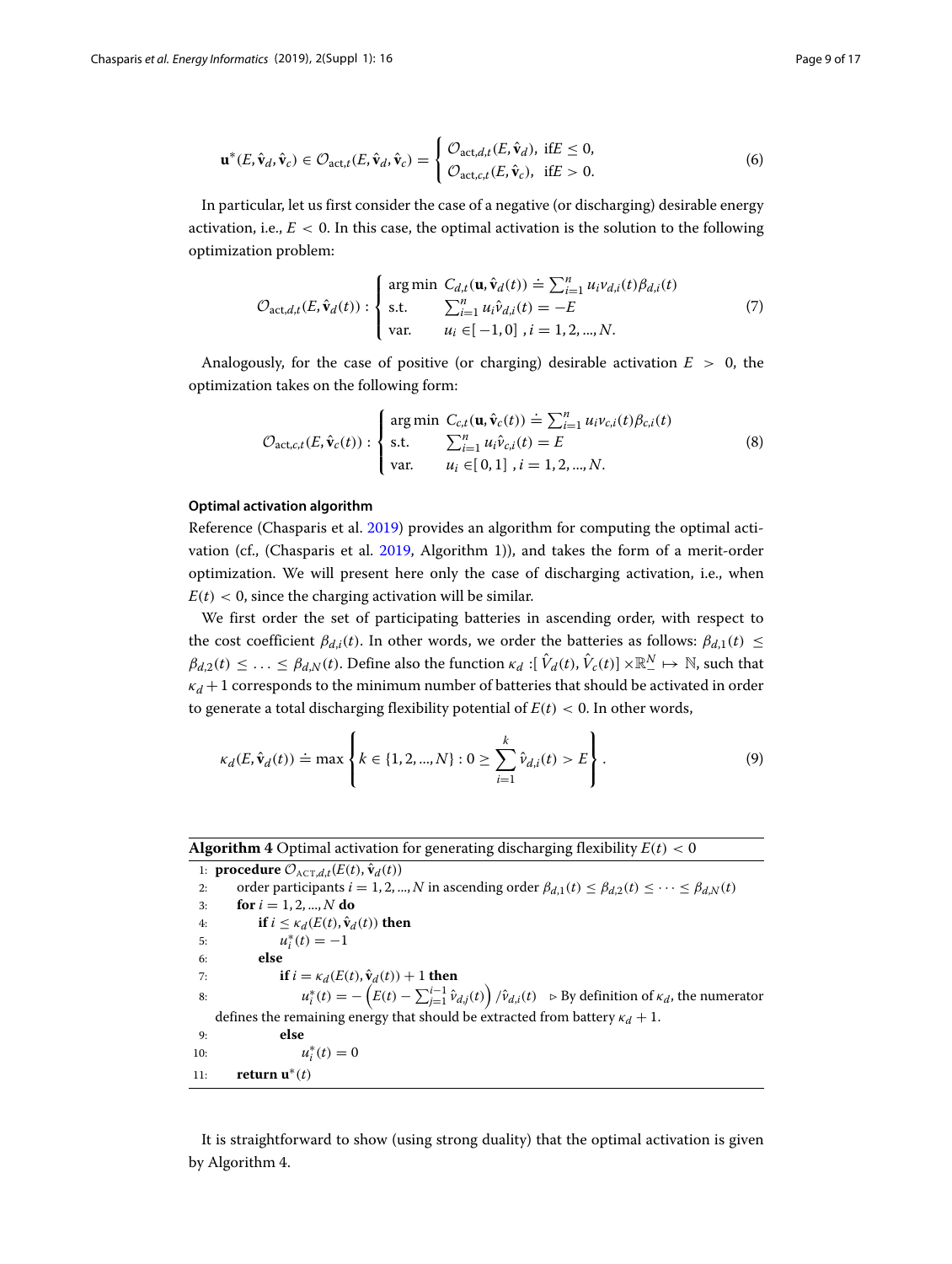$$
\mathbf{u}^*(E, \hat{\mathbf{v}}_d, \hat{\mathbf{v}}_c) \in \mathcal{O}_{\text{act},t}(E, \hat{\mathbf{v}}_d, \hat{\mathbf{v}}_c) = \begin{cases} \mathcal{O}_{\text{act},d,t}(E, \hat{\mathbf{v}}_d), & \text{if} E \leq 0, \\ \mathcal{O}_{\text{act},c,t}(E, \hat{\mathbf{v}}_c), & \text{if} E > 0. \end{cases} \tag{6}
$$

In particular, let us first consider the case of a negative (or discharging) desirable energy activation, i.e., $E < 0$. In this case, the optimal activation is the solution to the following optimization problem:

$$
\mathcal{O}_{\text{act},d,t}(E, \hat{\mathbf{v}}_d(t)) : \begin{cases} \text{arg min} & C_{d,t}(\mathbf{u}, \hat{\mathbf{v}}_d(t)) \doteq \sum_{i=1}^{n} u_i v_{d,i}(t) \beta_{d,i}(t) \\ \text{s.t.} & \sum_{i=1}^{n} u_i \hat{v}_{d,i}(t) = -E \\ \text{var.} & u_i \in [-1, 0] \ , i = 1, 2, ..., N. \end{cases} \tag{7}
$$

Analogously, for the case of positive (or charging) desirable activation $E > 0$, the optimization takes on the following form:

$$
\mathcal{O}_{\text{act},c,t}(E, \hat{\mathbf{v}}_c(t)) : \begin{cases} \text{arg min} & C_{c,t}(\mathbf{u}, \hat{\mathbf{v}}_c(t)) \doteq \sum_{i=1}^{n} u_i v_{c,i}(t) \beta_{c,i}(t) \\ \text{s.t.} & \sum_{i=1}^{n} u_i \hat{v}_{c,i}(t) = E \\ \text{var.} & u_i \in [0, 1] \ , i = 1, 2, ..., N. \end{cases} \tag{8}
$$

#### Optimal activation algorithm

Reference (Chasparis et al. 2019) provides an algorithm for computing the optimal activation (cf., (Chasparis et al. 2019, Algorithm 1)), and takes the form of a merit-order optimization. We will present here only the case of discharging activation, i.e., when $E(t) < 0$, since the charging activation will be similar.

We first order the set of participating batteries in ascending order, with respect to the cost coefficient $\beta_{d,i}(t)$. In other words, we order the batteries as follows: $\beta_{d,1}(t) \leq \beta_{d,2}(t) \leq \ldots \leq \beta_{d,N}(t)$. Define also the function $\kappa_d : [\hat{V}_d(t), \hat{V}_c(t)] \times \mathbb{R}_-^N \mapsto \mathbb{N}$, such that $\kappa_d + 1$ corresponds to the minimum number of batteries that should be activated in order to generate a total discharging flexibility potential of $E(t) < 0$. In other words,

$$
\kappa_d(E, \hat{\mathbf{v}}_d(t)) \doteq \max \left\{ k \in \{1, 2, ..., N\} : 0 \geq \sum_{i=1}^{k} \hat{v}_{d,i}(t) > E \right\}. \tag{9}
$$

**Algorithm 4** Optimal activation for generating discharging flexibility $E(t) < 0$

```
1:  procedure O_ACT,d,t(E(t), v̂_d(t))
2:      order participants i = 1, 2, ..., N in ascending order β_{d,1}(t) ≤ β_{d,2}(t) ≤ ··· ≤ β_{d,N}(t)
3:      for i = 1, 2, ..., N do
4:          if i ≤ κ_d(E(t), v̂_d(t)) then
5:              u*_i(t) = −1
6:          else
7:              if i = κ_d(E(t), v̂_d(t)) + 1 then
8:                  u*_i(t) = −( E(t) − Σ_{j=1}^{i−1} v̂_{d,j}(t) ) / v̂_{d,i}(t)   ▷ By definition of κ_d, the numerator
        defines the remaining energy that should be extracted from battery κ_d + 1.
9:              else
10:                 u*_i(t) = 0
11:     return u*(t)
```

It is straightforward to show (using strong duality) that the optimal activation is given by Algorithm 4.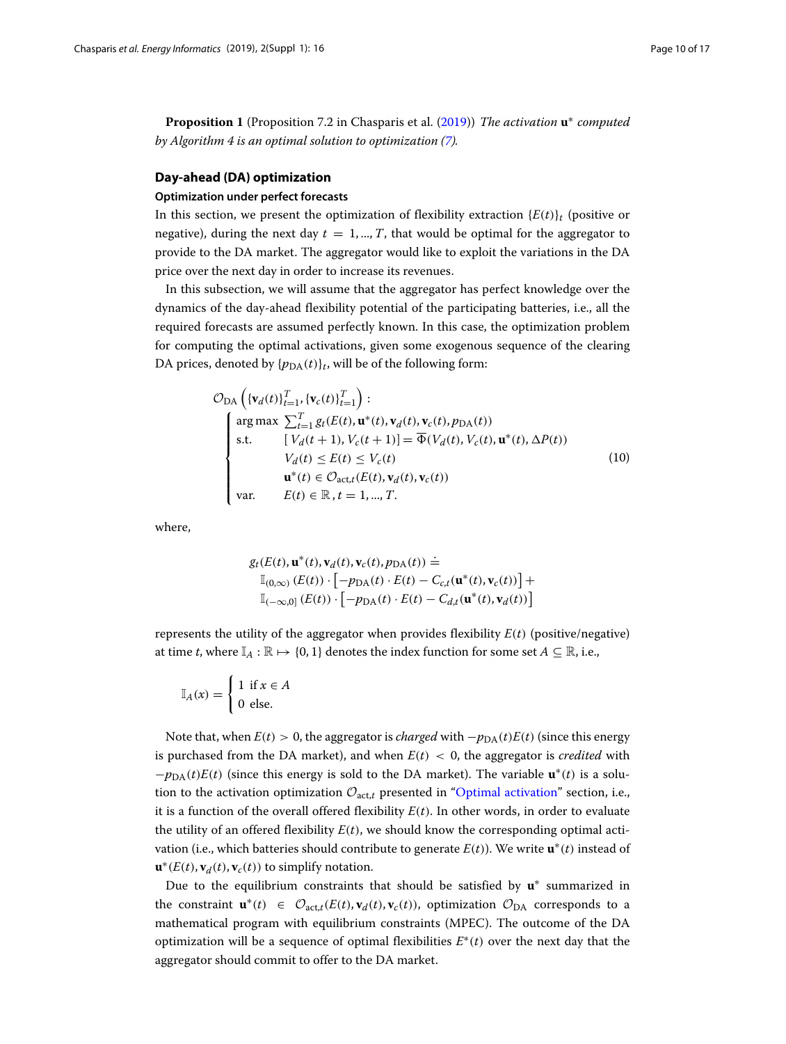**Proposition 1** (Proposition 7.2 in Chasparis et al. (2019)) *The activation* $\mathbf{u}^*$ *computed by Algorithm 4 is an optimal solution to optimization (7).*

## Day-ahead (DA) optimization

### Optimization under perfect forecasts

In this section, we present the optimization of flexibility extraction $\{E(t)\}_t$ (positive or negative), during the next day $t = 1, ..., T$, that would be optimal for the aggregator to provide to the DA market. The aggregator would like to exploit the variations in the DA price over the next day in order to increase its revenues.

In this subsection, we will assume that the aggregator has perfect knowledge over the dynamics of the day-ahead flexibility potential of the participating batteries, i.e., all the required forecasts are assumed perfectly known. In this case, the optimization problem for computing the optimal activations, given some exogenous sequence of the clearing DA prices, denoted by $\{p_{\mathrm{DA}}(t)\}_t$, will be of the following form:

$$
\mathcal{O}_{\mathrm{DA}}\left(\{\mathbf{v}_d(t)\}_{t=1}^T, \{\mathbf{v}_c(t)\}_{t=1}^T\right): \\
\begin{cases}
\arg\max \; \sum_{t=1}^{T} g_t(E(t), \mathbf{u}^*(t), \mathbf{v}_d(t), \mathbf{v}_c(t), p_{\mathrm{DA}}(t)) \\
\text{s.t.} \qquad [\, V_d(t+1), V_c(t+1)] = \overline{\Phi}(V_d(t), V_c(t), \mathbf{u}^*(t), \Delta P(t)) \\
\qquad\quad\;\; V_d(t) \leq E(t) \leq V_c(t) \\
\qquad\quad\;\; \mathbf{u}^*(t) \in \mathcal{O}_{\mathrm{act},t}(E(t), \mathbf{v}_d(t), \mathbf{v}_c(t)) \\
\text{var.} \qquad E(t) \in \mathbb{R}, t = 1, ..., T.
\end{cases} \tag{10}
$$

where,

$$
\begin{aligned}
& g_t(E(t), \mathbf{u}^*(t), \mathbf{v}_d(t), \mathbf{v}_c(t), p_{\mathrm{DA}}(t)) \doteq \\
& \quad \mathbb{I}_{(0,\infty)}(E(t)) \cdot \left[-p_{\mathrm{DA}}(t) \cdot E(t) - C_{c,t}(\mathbf{u}^*(t), \mathbf{v}_c(t))\right] + \\
& \quad \mathbb{I}_{(-\infty,0]}(E(t)) \cdot \left[-p_{\mathrm{DA}}(t) \cdot E(t) - C_{d,t}(\mathbf{u}^*(t), \mathbf{v}_d(t))\right]
\end{aligned}
$$

represents the utility of the aggregator when provides flexibility $E(t)$ (positive/negative) at time $t$, where $\mathbb{I}_A : \mathbb{R} \mapsto \{0, 1\}$ denotes the index function for some set $A \subseteq \mathbb{R}$, i.e.,

$$
\mathbb{I}_A(x) = \begin{cases} 1 & \text{if } x \in A \\ 0 & \text{else.} \end{cases}
$$

Note that, when $E(t) > 0$, the aggregator is *charged* with $-p_{\mathrm{DA}}(t)E(t)$ (since this energy is purchased from the DA market), and when $E(t) < 0$, the aggregator is *credited* with $-p_{\mathrm{DA}}(t)E(t)$ (since this energy is sold to the DA market). The variable $\mathbf{u}^*(t)$ is a solution to the activation optimization $\mathcal{O}_{\mathrm{act},t}$ presented in "Optimal activation" section, i.e., it is a function of the overall offered flexibility $E(t)$. In other words, in order to evaluate the utility of an offered flexibility $E(t)$, we should know the corresponding optimal activation (i.e., which batteries should contribute to generate $E(t)$). We write $\mathbf{u}^*(t)$ instead of $\mathbf{u}^*(E(t), \mathbf{v}_d(t), \mathbf{v}_c(t))$ to simplify notation.

Due to the equilibrium constraints that should be satisfied by $\mathbf{u}^*$ summarized in the constraint $\mathbf{u}^*(t) \in \mathcal{O}_{\mathrm{act},t}(E(t), \mathbf{v}_d(t), \mathbf{v}_c(t))$, optimization $\mathcal{O}_{\mathrm{DA}}$ corresponds to a mathematical program with equilibrium constraints (MPEC). The outcome of the DA optimization will be a sequence of optimal flexibilities $E^*(t)$ over the next day that the aggregator should commit to offer to the DA market.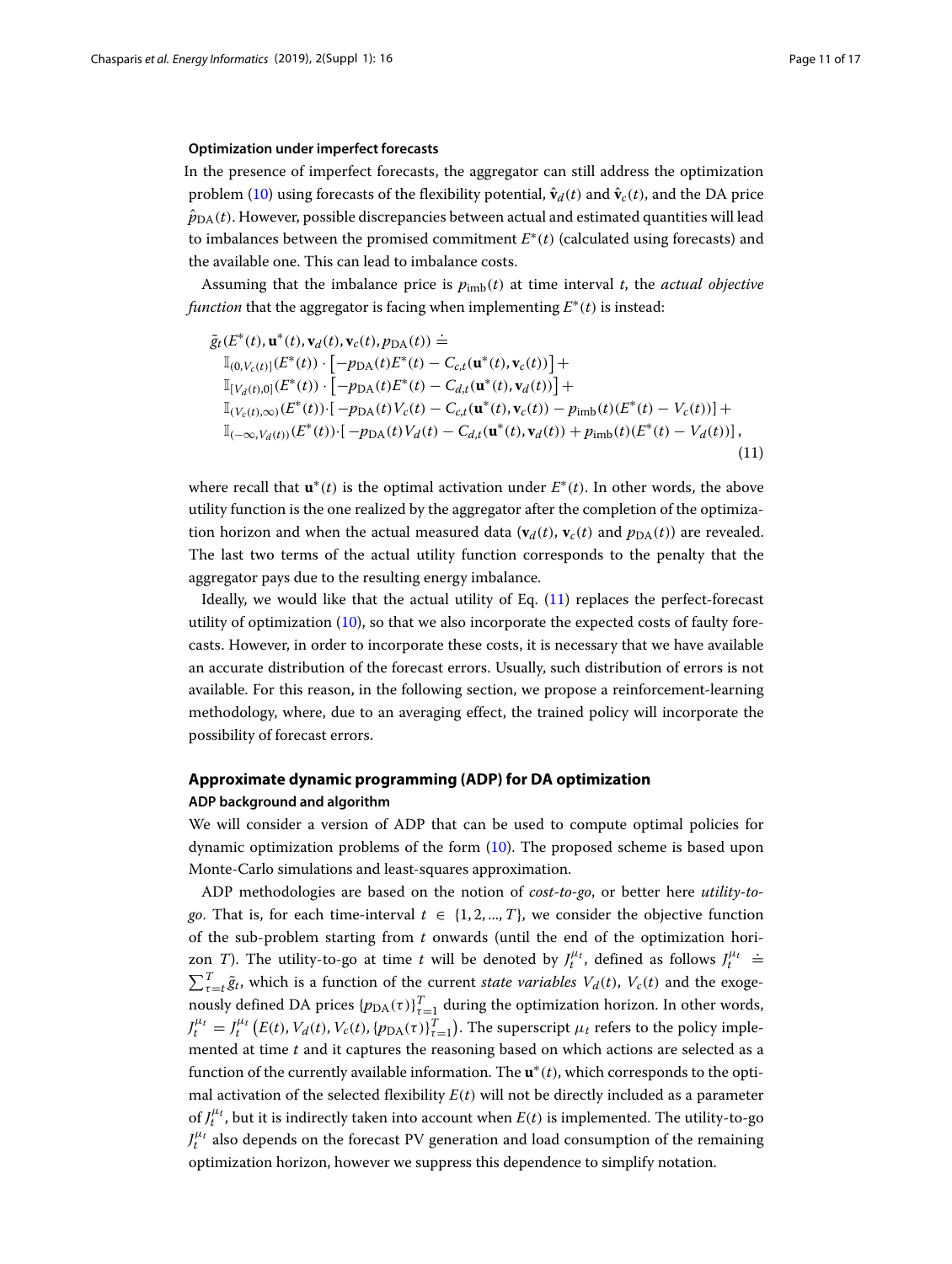### Optimization under imperfect forecasts

In the presence of imperfect forecasts, the aggregator can still address the optimization problem (10) using forecasts of the flexibility potential, $\hat{\mathbf{v}}_d(t)$ and $\hat{\mathbf{v}}_c(t)$, and the DA price $\hat{p}_{\mathrm{DA}}(t)$. However, possible discrepancies between actual and estimated quantities will lead to imbalances between the promised commitment $E^*(t)$ (calculated using forecasts) and the available one. This can lead to imbalance costs.

Assuming that the imbalance price is $p_{\mathrm{imb}}(t)$ at time interval $t$, the *actual objective function* that the aggregator is facing when implementing $E^*(t)$ is instead:

$$
\begin{aligned}
&\tilde{g}_t(E^*(t), \mathbf{u}^*(t), \mathbf{v}_d(t), \mathbf{v}_c(t), p_{\mathrm{DA}}(t)) \doteq \\
&\quad \mathbb{I}_{(0,V_c(t)]}(E^*(t)) \cdot \left[-p_{\mathrm{DA}}(t)E^*(t) - C_{c,t}(\mathbf{u}^*(t), \mathbf{v}_c(t))\right] + \\
&\quad \mathbb{I}_{[V_d(t),0]}(E^*(t)) \cdot \left[-p_{\mathrm{DA}}(t)E^*(t) - C_{d,t}(\mathbf{u}^*(t), \mathbf{v}_d(t))\right] + \\
&\quad \mathbb{I}_{(V_c(t),\infty)}(E^*(t)) \cdot \left[-p_{\mathrm{DA}}(t)V_c(t) - C_{c,t}(\mathbf{u}^*(t), \mathbf{v}_c(t)) - p_{\mathrm{imb}}(t)(E^*(t) - V_c(t))\right] + \\
&\quad \mathbb{I}_{(-\infty,V_d(t))}(E^*(t)) \cdot \left[-p_{\mathrm{DA}}(t)V_d(t) - C_{d,t}(\mathbf{u}^*(t), \mathbf{v}_d(t)) + p_{\mathrm{imb}}(t)(E^*(t) - V_d(t))\right],
\end{aligned}
\tag{11}
$$

where recall that $\mathbf{u}^*(t)$ is the optimal activation under $E^*(t)$. In other words, the above utility function is the one realized by the aggregator after the completion of the optimization horizon and when the actual measured data ($\mathbf{v}_d(t)$, $\mathbf{v}_c(t)$ and $p_{\mathrm{DA}}(t)$) are revealed. The last two terms of the actual utility function corresponds to the penalty that the aggregator pays due to the resulting energy imbalance.

Ideally, we would like that the actual utility of Eq. (11) replaces the perfect-forecast utility of optimization (10), so that we also incorporate the expected costs of faulty forecasts. However, in order to incorporate these costs, it is necessary that we have available an accurate distribution of the forecast errors. Usually, such distribution of errors is not available. For this reason, in the following section, we propose a reinforcement-learning methodology, where, due to an averaging effect, the trained policy will incorporate the possibility of forecast errors.

## Approximate dynamic programming (ADP) for DA optimization

### ADP background and algorithm

We will consider a version of ADP that can be used to compute optimal policies for dynamic optimization problems of the form (10). The proposed scheme is based upon Monte-Carlo simulations and least-squares approximation.

ADP methodologies are based on the notion of *cost-to-go*, or better here *utility-to-go*. That is, for each time-interval $t \in \{1, 2, ..., T\}$, we consider the objective function of the sub-problem starting from $t$ onwards (until the end of the optimization horizon $T$). The utility-to-go at time $t$ will be denoted by $J_t^{\mu_t}$, defined as follows $J_t^{\mu_t} \doteq \sum_{\tau=t}^{T} \tilde{g}_t$, which is a function of the current *state variables* $V_d(t)$, $V_c(t)$ and the exogenously defined DA prices $\{p_{\mathrm{DA}}(\tau)\}_{\tau=1}^{T}$ during the optimization horizon. In other words, $J_t^{\mu_t} = J_t^{\mu_t}\left(E(t), V_d(t), V_c(t), \{p_{\mathrm{DA}}(\tau)\}_{\tau=1}^{T}\right)$. The superscript $\mu_t$ refers to the policy implemented at time $t$ and it captures the reasoning based on which actions are selected as a function of the currently available information. The $\mathbf{u}^*(t)$, which corresponds to the optimal activation of the selected flexibility $E(t)$ will not be directly included as a parameter of $J_t^{\mu_t}$, but it is indirectly taken into account when $E(t)$ is implemented. The utility-to-go $J_t^{\mu_t}$ also depends on the forecast PV generation and load consumption of the remaining optimization horizon, however we suppress this dependence to simplify notation.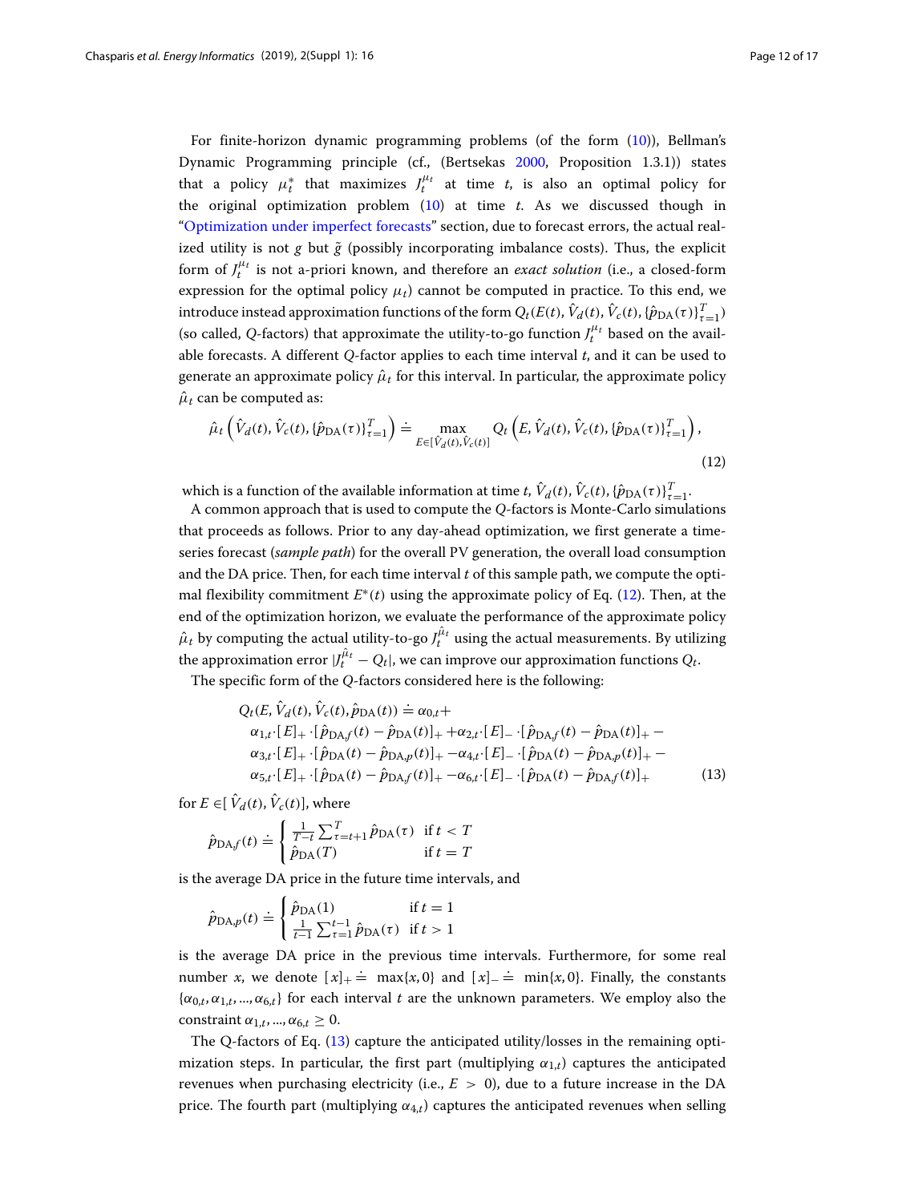For finite-horizon dynamic programming problems (of the form (10)), Bellman's Dynamic Programming principle (cf., (Bertsekas 2000, Proposition 1.3.1)) states that a policy $\mu_t^*$ that maximizes $J_t^{\mu_t}$ at time $t$, is also an optimal policy for the original optimization problem (10) at time $t$. As we discussed though in "Optimization under imperfect forecasts" section, due to forecast errors, the actual realized utility is not $g$ but $\tilde{g}$ (possibly incorporating imbalance costs). Thus, the explicit form of $J_t^{\mu_t}$ is not a-priori known, and therefore an *exact solution* (i.e., a closed-form expression for the optimal policy $\mu_t$) cannot be computed in practice. To this end, we introduce instead approximation functions of the form $Q_t(E(t), \hat{V}_d(t), \hat{V}_c(t), \{\hat{p}_{\mathrm{DA}}(\tau)\}_{\tau=1}^T)$ (so called, $Q$-factors) that approximate the utility-to-go function $J_t^{\mu_t}$ based on the available forecasts. A different $Q$-factor applies to each time interval $t$, and it can be used to generate an approximate policy $\hat{\mu}_t$ for this interval. In particular, the approximate policy $\hat{\mu}_t$ can be computed as:

$$\hat{\mu}_t\left(\hat{V}_d(t), \hat{V}_c(t), \{\hat{p}_{\mathrm{DA}}(\tau)\}_{\tau=1}^T\right) \doteq \max_{E\in[\hat{V}_d(t), \hat{V}_c(t)]} Q_t\left(E, \hat{V}_d(t), \hat{V}_c(t), \{\hat{p}_{\mathrm{DA}}(\tau)\}_{\tau=1}^T\right), \tag{12}$$

which is a function of the available information at time $t$, $\hat{V}_d(t), \hat{V}_c(t), \{\hat{p}_{\mathrm{DA}}(\tau)\}_{\tau=1}^T$.

A common approach that is used to compute the $Q$-factors is Monte-Carlo simulations that proceeds as follows. Prior to any day-ahead optimization, we first generate a time-series forecast (*sample path*) for the overall PV generation, the overall load consumption and the DA price. Then, for each time interval $t$ of this sample path, we compute the optimal flexibility commitment $E^*(t)$ using the approximate policy of Eq. (12). Then, at the end of the optimization horizon, we evaluate the performance of the approximate policy $\hat{\mu}_t$ by computing the actual utility-to-go $J_t^{\hat{\mu}_t}$ using the actual measurements. By utilizing the approximation error $|J_t^{\hat{\mu}_t} - Q_t|$, we can improve our approximation functions $Q_t$.

The specific form of the $Q$-factors considered here is the following:

$$\begin{aligned}
Q_t(E, \hat{V}_d(t), \hat{V}_c(t), \hat{p}_{\mathrm{DA}}(t)) \doteq\ & \alpha_{0,t} + \\
& \alpha_{1,t}\cdot[E]_+\cdot[\hat{p}_{\mathrm{DA},f}(t) - \hat{p}_{\mathrm{DA}}(t)]_+ + \alpha_{2,t}\cdot[E]_-\cdot[\hat{p}_{\mathrm{DA},f}(t) - \hat{p}_{\mathrm{DA}}(t)]_+ - \\
& \alpha_{3,t}\cdot[E]_+\cdot[\hat{p}_{\mathrm{DA}}(t) - \hat{p}_{\mathrm{DA},p}(t)]_+ - \alpha_{4,t}\cdot[E]_-\cdot[\hat{p}_{\mathrm{DA}}(t) - \hat{p}_{\mathrm{DA},p}(t)]_+ - \\
& \alpha_{5,t}\cdot[E]_+\cdot[\hat{p}_{\mathrm{DA}}(t) - \hat{p}_{\mathrm{DA},f}(t)]_+ - \alpha_{6,t}\cdot[E]_-\cdot[\hat{p}_{\mathrm{DA}}(t) - \hat{p}_{\mathrm{DA},f}(t)]_+
\end{aligned} \tag{13}$$

for $E \in [\hat{V}_d(t), \hat{V}_c(t)]$, where

$$\hat{p}_{\mathrm{DA},f}(t) \doteq \begin{cases} \frac{1}{T-t}\sum_{\tau=t+1}^{T} \hat{p}_{\mathrm{DA}}(\tau) & \text{if } t < T \\ \hat{p}_{\mathrm{DA}}(T) & \text{if } t = T \end{cases}$$

is the average DA price in the future time intervals, and

$$\hat{p}_{\mathrm{DA},p}(t) \doteq \begin{cases} \hat{p}_{\mathrm{DA}}(1) & \text{if } t = 1 \\ \frac{1}{t-1}\sum_{\tau=1}^{t-1} \hat{p}_{\mathrm{DA}}(\tau) & \text{if } t > 1 \end{cases}$$

is the average DA price in the previous time intervals. Furthermore, for some real number $x$, we denote $[x]_+ \doteq \max\{x, 0\}$ and $[x]_- \doteq \min\{x, 0\}$. Finally, the constants $\{\alpha_{0,t}, \alpha_{1,t}, ..., \alpha_{6,t}\}$ for each interval $t$ are the unknown parameters. We employ also the constraint $\alpha_{1,t}, ..., \alpha_{6,t} \geq 0$.

The Q-factors of Eq. (13) capture the anticipated utility/losses in the remaining optimization steps. In particular, the first part (multiplying $\alpha_{1,t}$) captures the anticipated revenues when purchasing electricity (i.e., $E > 0$), due to a future increase in the DA price. The fourth part (multiplying $\alpha_{4,t}$) captures the anticipated revenues when selling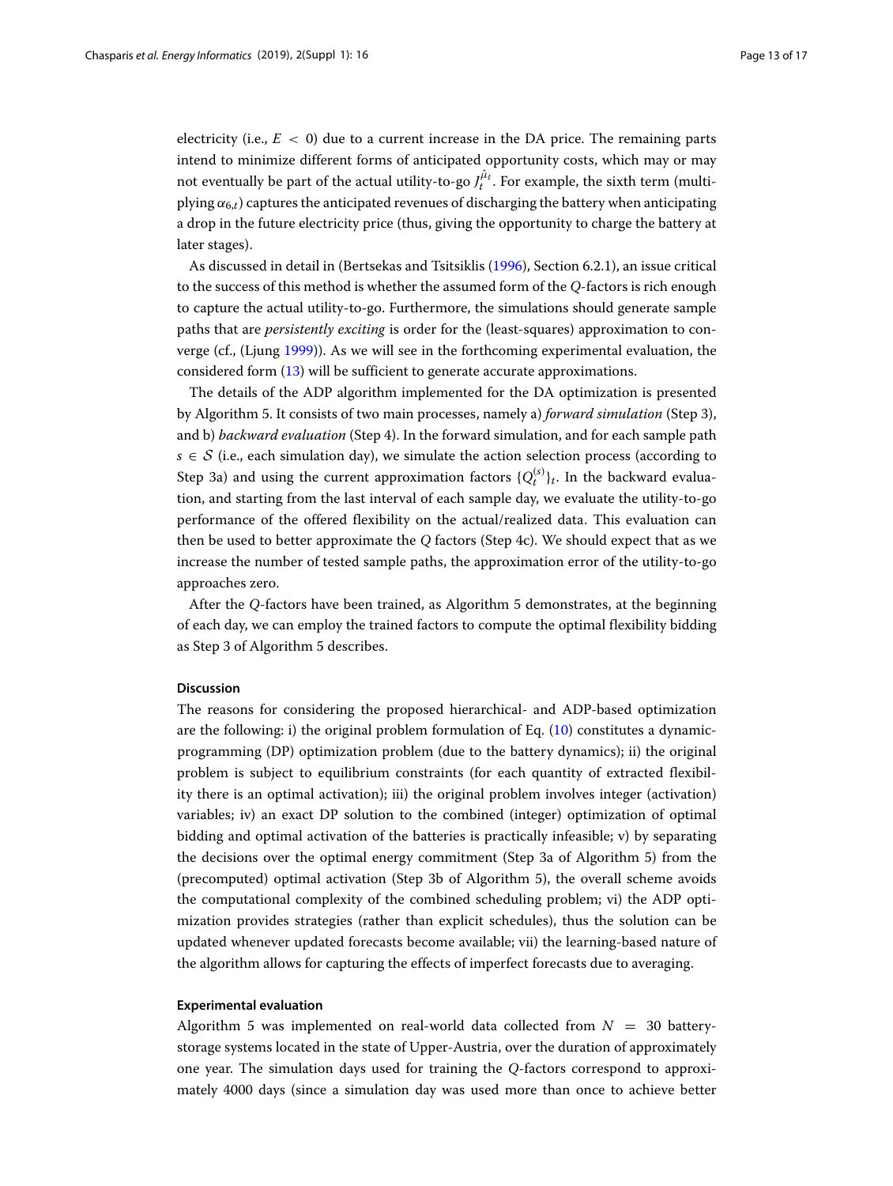electricity (i.e., $E < 0$) due to a current increase in the DA price. The remaining parts intend to minimize different forms of anticipated opportunity costs, which may or may not eventually be part of the actual utility-to-go $J_t^{\hat{\mu}_t}$. For example, the sixth term (multiplying $\alpha_{6,t}$) captures the anticipated revenues of discharging the battery when anticipating a drop in the future electricity price (thus, giving the opportunity to charge the battery at later stages).

As discussed in detail in (Bertsekas and Tsitsiklis (1996), Section 6.2.1), an issue critical to the success of this method is whether the assumed form of the $Q$-factors is rich enough to capture the actual utility-to-go. Furthermore, the simulations should generate sample paths that are *persistently exciting* is order for the (least-squares) approximation to converge (cf., (Ljung 1999)). As we will see in the forthcoming experimental evaluation, the considered form (13) will be sufficient to generate accurate approximations.

The details of the ADP algorithm implemented for the DA optimization is presented by Algorithm 5. It consists of two main processes, namely a) *forward simulation* (Step 3), and b) *backward evaluation* (Step 4). In the forward simulation, and for each sample path $s \in \mathcal{S}$ (i.e., each simulation day), we simulate the action selection process (according to Step 3a) and using the current approximation factors $\{Q_t^{(s)}\}_t$. In the backward evaluation, and starting from the last interval of each sample day, we evaluate the utility-to-go performance of the offered flexibility on the actual/realized data. This evaluation can then be used to better approximate the $Q$ factors (Step 4c). We should expect that as we increase the number of tested sample paths, the approximation error of the utility-to-go approaches zero.

After the $Q$-factors have been trained, as Algorithm 5 demonstrates, at the beginning of each day, we can employ the trained factors to compute the optimal flexibility bidding as Step 3 of Algorithm 5 describes.

#### Discussion

The reasons for considering the proposed hierarchical- and ADP-based optimization are the following: i) the original problem formulation of Eq. (10) constitutes a dynamic-programming (DP) optimization problem (due to the battery dynamics); ii) the original problem is subject to equilibrium constraints (for each quantity of extracted flexibility there is an optimal activation); iii) the original problem involves integer (activation) variables; iv) an exact DP solution to the combined (integer) optimization of optimal bidding and optimal activation of the batteries is practically infeasible; v) by separating the decisions over the optimal energy commitment (Step 3a of Algorithm 5) from the (precomputed) optimal activation (Step 3b of Algorithm 5), the overall scheme avoids the computational complexity of the combined scheduling problem; vi) the ADP optimization provides strategies (rather than explicit schedules), thus the solution can be updated whenever updated forecasts become available; vii) the learning-based nature of the algorithm allows for capturing the effects of imperfect forecasts due to averaging.

#### Experimental evaluation

Algorithm 5 was implemented on real-world data collected from $N = 30$ battery-storage systems located in the state of Upper-Austria, over the duration of approximately one year. The simulation days used for training the $Q$-factors correspond to approximately 4000 days (since a simulation day was used more than once to achieve better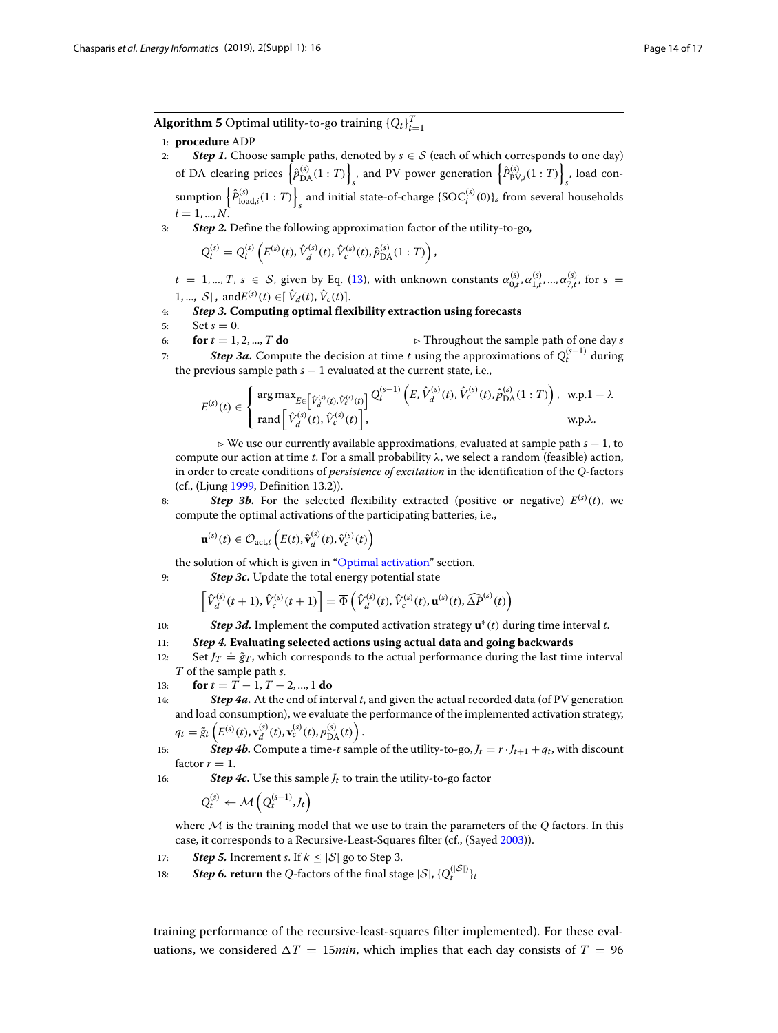**Algorithm 5** Optimal utility-to-go training $\{Q_t\}_{t=1}^{T}$

1: **procedure** ADP

2: ***Step 1.*** Choose sample paths, denoted by $s \in \mathcal{S}$ (each of which corresponds to one day) of DA clearing prices $\left\{\hat{p}_{\text{DA}}^{(s)}(1:T)\right\}_s$, and PV power generation $\left\{\hat{P}_{\text{PV},i}^{(s)}(1:T)\right\}_s$, load consumption $\left\{\hat{P}_{\text{load},i}^{(s)}(1:T)\right\}_s$ and initial state-of-charge $\{\text{SOC}_i^{(s)}(0)\}_s$ from several households $i = 1, ..., N$.

3: ***Step 2.*** Define the following approximation factor of the utility-to-go,

$$Q_t^{(s)} = Q_t^{(s)}\left(E^{(s)}(t), \hat{V}_d^{(s)}(t), \hat{V}_c^{(s)}(t), \hat{p}_{\text{DA}}^{(s)}(1:T)\right),$$

$t = 1, ..., T$, $s \in \mathcal{S}$, given by Eq. (13), with unknown constants $\alpha_{0,t}^{(s)}, \alpha_{1,t}^{(s)}, ..., \alpha_{7,t}^{(s)}$, for $s = 1, ..., |\mathcal{S}|$, and$E^{(s)}(t) \in [\hat{V}_d(t), \hat{V}_c(t)]$.

4: ***Step 3.*** **Computing optimal flexibility extraction using forecasts**

5: Set $s = 0$.

6: **for** $t = 1, 2, ..., T$ **do** ▷ Throughout the sample path of one day $s$

7: ***Step 3a.*** Compute the decision at time $t$ using the approximations of $Q_t^{(s-1)}$ during the previous sample path $s - 1$ evaluated at the current state, i.e.,

$$E^{(s)}(t) \in \begin{cases} \arg\max_{E \in \left[\hat{V}_d^{(s)}(t), \hat{V}_c^{(s)}(t)\right]} Q_t^{(s-1)}\left(E, \hat{V}_d^{(s)}(t), \hat{V}_c^{(s)}(t), \hat{p}_{\text{DA}}^{(s)}(1:T)\right), & \text{w.p.} 1-\lambda \\ \text{rand}\left[\hat{V}_d^{(s)}(t), \hat{V}_c^{(s)}(t)\right], & \text{w.p.} \lambda. \end{cases}$$

▷ We use our currently available approximations, evaluated at sample path $s - 1$, to compute our action at time $t$. For a small probability $\lambda$, we select a random (feasible) action, in order to create conditions of *persistence of excitation* in the identification of the $Q$-factors (cf., (Ljung 1999, Definition 13.2)).

8: ***Step 3b.*** For the selected flexibility extracted (positive or negative) $E^{(s)}(t)$, we compute the optimal activations of the participating batteries, i.e.,

$$\mathbf{u}^{(s)}(t) \in \mathcal{O}_{\text{act},t}\left(E(t), \hat{\mathbf{v}}_d^{(s)}(t), \hat{\mathbf{v}}_c^{(s)}(t)\right)$$

the solution of which is given in "Optimal activation" section.

9: ***Step 3c.*** Update the total energy potential state

$$\left[\hat{V}_d^{(s)}(t+1), \hat{V}_c^{(s)}(t+1)\right] = \overline{\Phi}\left(\hat{V}_d^{(s)}(t), \hat{V}_c^{(s)}(t), \mathbf{u}^{(s)}(t), \widehat{\Delta P}^{(s)}(t)\right)$$

10: ***Step 3d.*** Implement the computed activation strategy $\mathbf{u}^*(t)$ during time interval $t$.

11: ***Step 4.*** **Evaluating selected actions using actual data and going backwards**

12: Set $J_T \doteq \tilde{g}_T$, which corresponds to the actual performance during the last time interval $T$ of the sample path $s$.

13: **for** $t = T - 1, T - 2, ..., 1$ **do**

14: ***Step 4a.*** At the end of interval $t$, and given the actual recorded data (of PV generation and load consumption), we evaluate the performance of the implemented activation strategy, $q_t = \tilde{g}_t\left(E^{(s)}(t), \mathbf{v}_d^{(s)}(t), \mathbf{v}_c^{(s)}(t), p_{\text{DA}}^{(s)}(t)\right)$.

15: ***Step 4b.*** Compute a time-$t$ sample of the utility-to-go, $J_t = r \cdot J_{t+1} + q_t$, with discount factor $r = 1$.

16: ***Step 4c.*** Use this sample $J_t$ to train the utility-to-go factor

$$Q_t^{(s)} \leftarrow \mathcal{M}\left(Q_t^{(s-1)}, J_t\right)$$

where $\mathcal{M}$ is the training model that we use to train the parameters of the $Q$ factors. In this case, it corresponds to a Recursive-Least-Squares filter (cf., (Sayed 2003)).

17: ***Step 5.*** Increment $s$. If $k \leq |\mathcal{S}|$ go to Step 3.

18: ***Step 6.*** **return** the $Q$-factors of the final stage $|\mathcal{S}|$, $\{Q_t^{(|\mathcal{S}|)}\}_t$

training performance of the recursive-least-squares filter implemented). For these evaluations, we considered $\Delta T = 15min$, which implies that each day consists of $T = 96$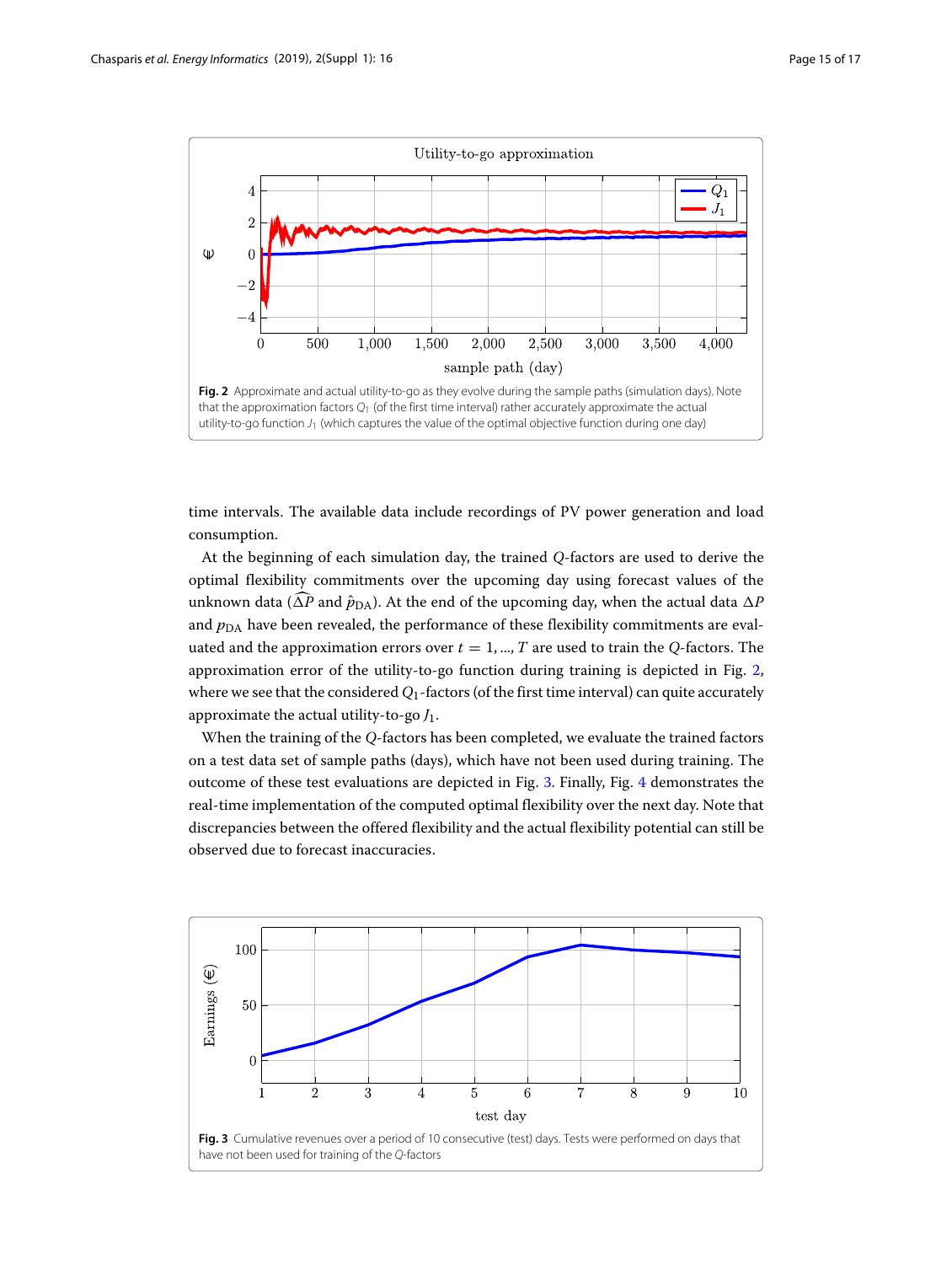Fig. 2 Approximate and actual utility-to-go as they evolve during the sample paths (simulation days). Note that the approximation factors $Q_1$ (of the first time interval) rather accurately approximate the actual utility-to-go function $J_1$ (which captures the value of the optimal objective function during one day)

time intervals. The available data include recordings of PV power generation and load consumption.

At the beginning of each simulation day, the trained $Q$-factors are used to derive the optimal flexibility commitments over the upcoming day using forecast values of the unknown data ($\widehat{\Delta P}$ and $\hat{p}_{\mathrm{DA}}$). At the end of the upcoming day, when the actual data $\Delta P$ and $p_{\mathrm{DA}}$ have been revealed, the performance of these flexibility commitments are evaluated and the approximation errors over $t = 1, ..., T$ are used to train the $Q$-factors. The approximation error of the utility-to-go function during training is depicted in Fig. 2, where we see that the considered $Q_1$-factors (of the first time interval) can quite accurately approximate the actual utility-to-go $J_1$.

When the training of the $Q$-factors has been completed, we evaluate the trained factors on a test data set of sample paths (days), which have not been used during training. The outcome of these test evaluations are depicted in Fig. 3. Finally, Fig. 4 demonstrates the real-time implementation of the computed optimal flexibility over the next day. Note that discrepancies between the offered flexibility and the actual flexibility potential can still be observed due to forecast inaccuracies.

Fig. 3 Cumulative revenues over a period of 10 consecutive (test) days. Tests were performed on days that have not been used for training of the $Q$-factors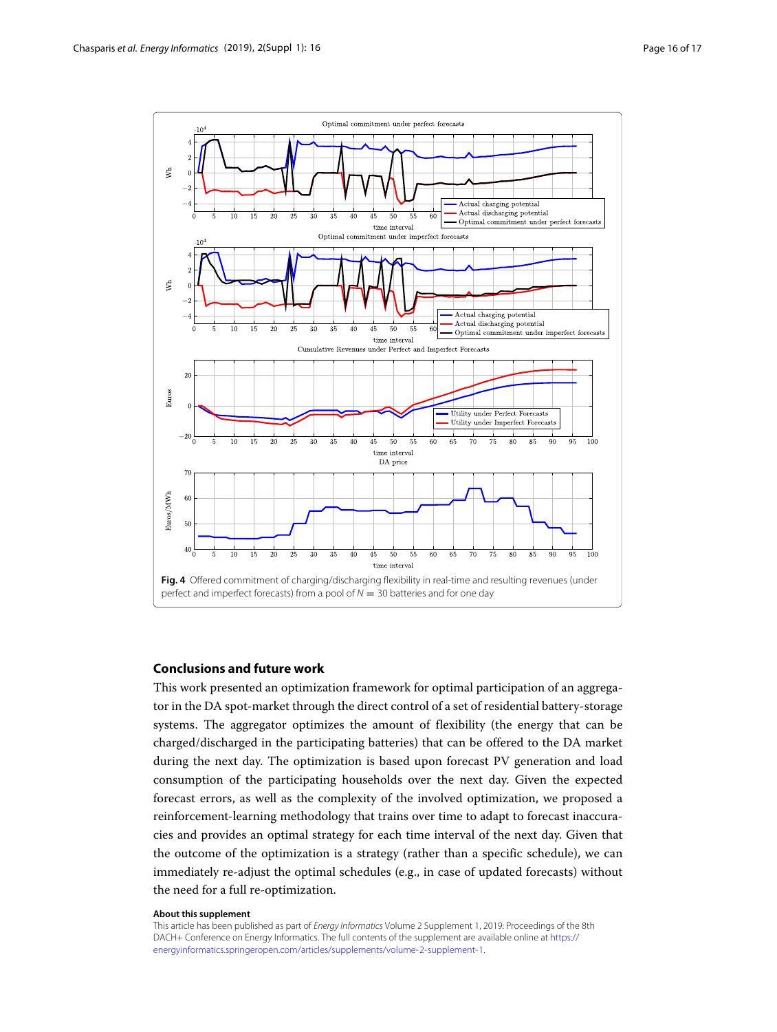**Fig. 4** Offered commitment of charging/discharging flexibility in real-time and resulting revenues (under perfect and imperfect forecasts) from a pool of $N = 30$ batteries and for one day

## Conclusions and future work

This work presented an optimization framework for optimal participation of an aggregator in the DA spot-market through the direct control of a set of residential battery-storage systems. The aggregator optimizes the amount of flexibility (the energy that can be charged/discharged in the participating batteries) that can be offered to the DA market during the next day. The optimization is based upon forecast PV generation and load consumption of the participating households over the next day. Given the expected forecast errors, as well as the complexity of the involved optimization, we proposed a reinforcement-learning methodology that trains over time to adapt to forecast inaccuracies and provides an optimal strategy for each time interval of the next day. Given that the outcome of the optimization is a strategy (rather than a specific schedule), we can immediately re-adjust the optimal schedules (e.g., in case of updated forecasts) without the need for a full re-optimization.

**About this supplement**

This article has been published as part of *Energy Informatics* Volume 2 Supplement 1, 2019: Proceedings of the 8th DACH+ Conference on Energy Informatics. The full contents of the supplement are available online at https://energyinformatics.springeropen.com/articles/supplements/volume-2-supplement-1.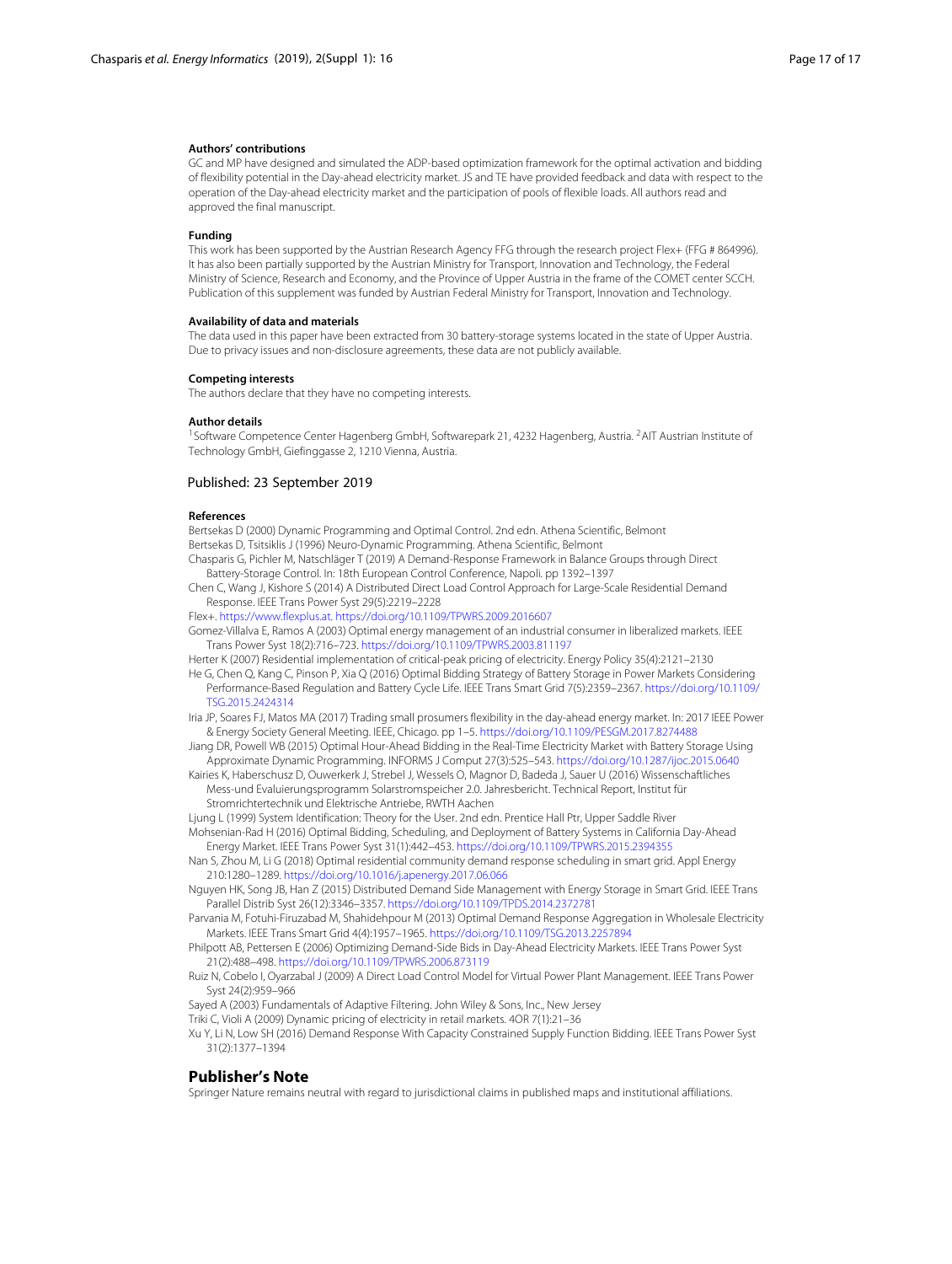#### Authors' contributions

GC and MP have designed and simulated the ADP-based optimization framework for the optimal activation and bidding of flexibility potential in the Day-ahead electricity market. JS and TE have provided feedback and data with respect to the operation of the Day-ahead electricity market and the participation of pools of flexible loads. All authors read and approved the final manuscript.

#### Funding

This work has been supported by the Austrian Research Agency FFG through the research project Flex+ (FFG # 864996). It has also been partially supported by the Austrian Ministry for Transport, Innovation and Technology, the Federal Ministry of Science, Research and Economy, and the Province of Upper Austria in the frame of the COMET center SCCH. Publication of this supplement was funded by Austrian Federal Ministry for Transport, Innovation and Technology.

#### Availability of data and materials

The data used in this paper have been extracted from 30 battery-storage systems located in the state of Upper Austria. Due to privacy issues and non-disclosure agreements, these data are not publicly available.

#### Competing interests

The authors declare that they have no competing interests.

#### Author details

[1]Software Competence Center Hagenberg GmbH, Softwarepark 21, 4232 Hagenberg, Austria. [2]AIT Austrian Institute of Technology GmbH, Giefinggasse 2, 1210 Vienna, Austria.

Published: 23 September 2019

#### References

Bertsekas D (2000) Dynamic Programming and Optimal Control. 2nd edn. Athena Scientific, Belmont

Bertsekas D, Tsitsiklis J (1996) Neuro-Dynamic Programming. Athena Scientific, Belmont

Chasparis G, Pichler M, Natschläger T (2019) A Demand-Response Framework in Balance Groups through Direct Battery-Storage Control. In: 18th European Control Conference, Napoli. pp 1392–1397

Chen C, Wang J, Kishore S (2014) A Distributed Direct Load Control Approach for Large-Scale Residential Demand Response. IEEE Trans Power Syst 29(5):2219–2228

Flex+. https://www.flexplus.at. https://doi.org/10.1109/TPWRS.2009.2016607

Gomez-Villalva E, Ramos A (2003) Optimal energy management of an industrial consumer in liberalized markets. IEEE Trans Power Syst 18(2):716–723. https://doi.org/10.1109/TPWRS.2003.811197

Herter K (2007) Residential implementation of critical-peak pricing of electricity. Energy Policy 35(4):2121–2130

He G, Chen Q, Kang C, Pinson P, Xia Q (2016) Optimal Bidding Strategy of Battery Storage in Power Markets Considering Performance-Based Regulation and Battery Cycle Life. IEEE Trans Smart Grid 7(5):2359–2367. https://doi.org/10.1109/TSG.2015.2424314

Iria JP, Soares FJ, Matos MA (2017) Trading small prosumers flexibility in the day-ahead energy market. In: 2017 IEEE Power & Energy Society General Meeting. IEEE, Chicago. pp 1–5. https://doi.org/10.1109/PESGM.2017.8274488

Jiang DR, Powell WB (2015) Optimal Hour-Ahead Bidding in the Real-Time Electricity Market with Battery Storage Using Approximate Dynamic Programming. INFORMS J Comput 27(3):525–543. https://doi.org/10.1287/ijoc.2015.0640

Kairies K, Haberschusz D, Ouwerkerk J, Strebel J, Wessels O, Magnor D, Badeda J, Sauer U (2016) Wissenschaftliches Mess-und Evaluierungsprogramm Solarstromspeicher 2.0. Jahresbericht. Technical Report, Institut für Stromrichtertechnik und Elektrische Antriebe, RWTH Aachen

Ljung L (1999) System Identification: Theory for the User. 2nd edn. Prentice Hall Ptr, Upper Saddle River

Mohsenian-Rad H (2016) Optimal Bidding, Scheduling, and Deployment of Battery Systems in California Day-Ahead Energy Market. IEEE Trans Power Syst 31(1):442–453. https://doi.org/10.1109/TPWRS.2015.2394355

Nan S, Zhou M, Li G (2018) Optimal residential community demand response scheduling in smart grid. Appl Energy 210:1280–1289. https://doi.org/10.1016/j.apenergy.2017.06.066

Nguyen HK, Song JB, Han Z (2015) Distributed Demand Side Management with Energy Storage in Smart Grid. IEEE Trans Parallel Distrib Syst 26(12):3346–3357. https://doi.org/10.1109/TPDS.2014.2372781

Parvania M, Fotuhi-Firuzabad M, Shahidehpour M (2013) Optimal Demand Response Aggregation in Wholesale Electricity Markets. IEEE Trans Smart Grid 4(4):1957–1965. https://doi.org/10.1109/TSG.2013.2257894

Philpott AB, Pettersen E (2006) Optimizing Demand-Side Bids in Day-Ahead Electricity Markets. IEEE Trans Power Syst 21(2):488–498. https://doi.org/10.1109/TPWRS.2006.873119

Ruiz N, Cobelo I, Oyarzabal J (2009) A Direct Load Control Model for Virtual Power Plant Management. IEEE Trans Power Syst 24(2):959–966

Sayed A (2003) Fundamentals of Adaptive Filtering. John Wiley & Sons, Inc., New Jersey

Triki C, Violi A (2009) Dynamic pricing of electricity in retail markets. 4OR 7(1):21–36

Xu Y, Li N, Low SH (2016) Demand Response With Capacity Constrained Supply Function Bidding. IEEE Trans Power Syst 31(2):1377–1394

## Publisher's Note

Springer Nature remains neutral with regard to jurisdictional claims in published maps and institutional affiliations.